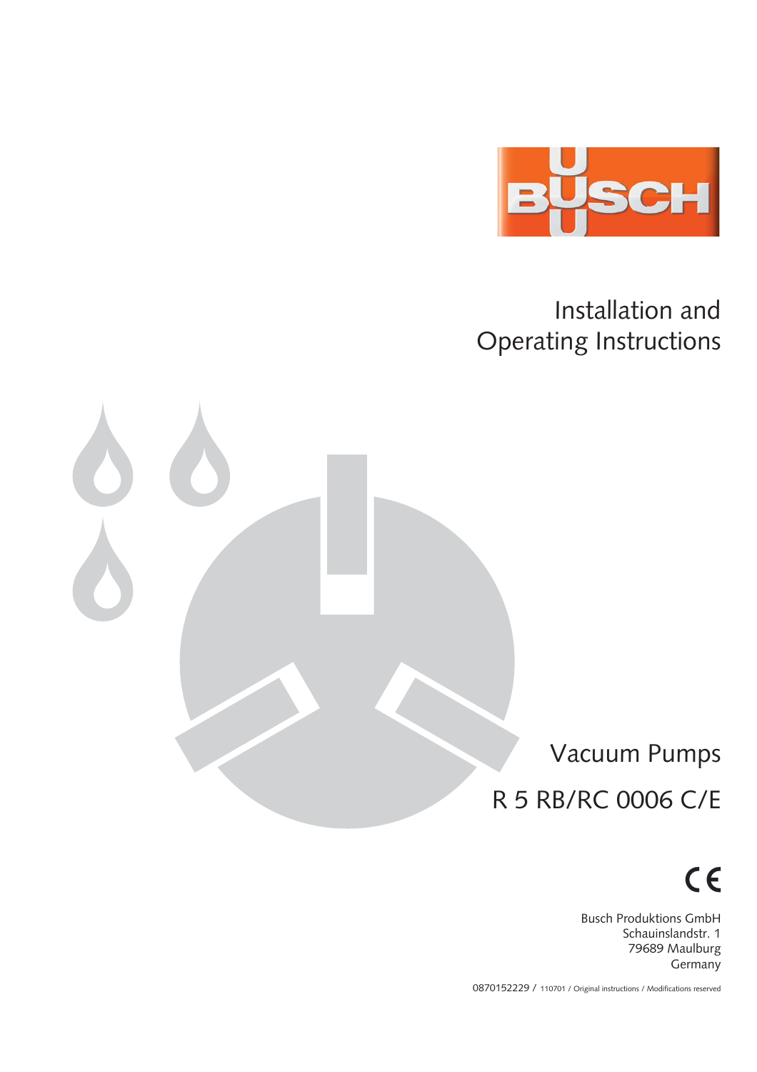BUSCH

# Installation and Operating Instructions

## Vacuum Pumps

## R 5 RB/RC 0006 C/E

CE

Busch Produktions GmbH
Schauinslandstr. 1
79689 Maulburg
Germany

0870152229 / 110701 / Original instructions / Modifications reserved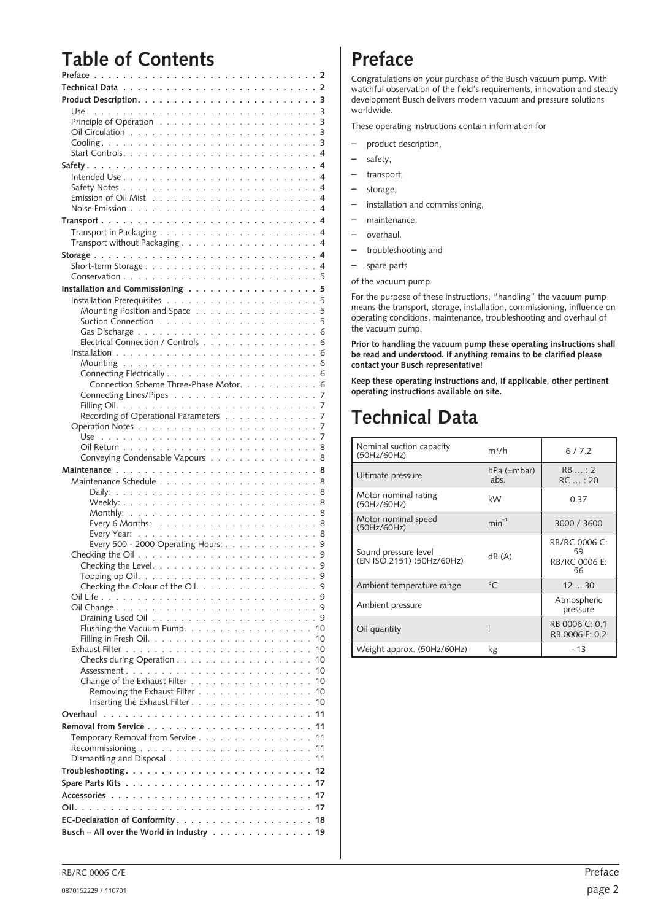# Table of Contents

**Preface . . . . . . . . . . 2**
**Technical Data . . . . . . . . . . 2**
**Product Description . . . . . . . . . . 3**
- Use . . . . . . . . . . 3
- Principle of Operation . . . . . . . . . . 3
- Oil Circulation . . . . . . . . . . 3
- Cooling . . . . . . . . . . 3
- Start Controls . . . . . . . . . . 4

**Safety . . . . . . . . . . 4**
- Intended Use . . . . . . . . . . 4
- Safety Notes . . . . . . . . . . 4
- Emission of Oil Mist . . . . . . . . . . 4
- Noise Emission . . . . . . . . . . 4

**Transport . . . . . . . . . . 4**
- Transport in Packaging . . . . . . . . . . 4
- Transport without Packaging . . . . . . . . . . 4

**Storage . . . . . . . . . . 4**
- Short-term Storage . . . . . . . . . . 4
- Conservation . . . . . . . . . . 5

**Installation and Commissioning . . . . . . . . . . 5**
- Installation Prerequisites . . . . . . . . . . 5
  - Mounting Position and Space . . . . . . . . . . 5
  - Suction Connection . . . . . . . . . . 5
  - Gas Discharge . . . . . . . . . . 6
  - Electrical Connection / Controls . . . . . . . . . . 6
- Installation . . . . . . . . . . 6
  - Mounting . . . . . . . . . . 6
  - Connecting Electrically . . . . . . . . . . 6
    - Connection Scheme Three-Phase Motor . . . . . . . . . . 6
  - Connecting Lines/Pipes . . . . . . . . . . 7
  - Filling Oil . . . . . . . . . . 7
  - Recording of Operational Parameters . . . . . . . . . . 7
- Operation Notes . . . . . . . . . . 7
  - Use . . . . . . . . . . 7
  - Oil Return . . . . . . . . . . 8
  - Conveying Condensable Vapours . . . . . . . . . . 8

**Maintenance . . . . . . . . . . 8**
- Maintenance Schedule . . . . . . . . . . 8
  - Daily: . . . . . . . . . . 8
  - Weekly: . . . . . . . . . . 8
  - Monthly: . . . . . . . . . . 8
  - Every 6 Months: . . . . . . . . . . 8
  - Every Year: . . . . . . . . . . 8
  - Every 500 - 2000 Operating Hours: . . . . . . . . . . 9
- Checking the Oil . . . . . . . . . . 9
  - Checking the Level . . . . . . . . . . 9
  - Topping up Oil . . . . . . . . . . 9
  - Checking the Colour of the Oil . . . . . . . . . . 9
- Oil Life . . . . . . . . . . 9
- Oil Change . . . . . . . . . . 9
  - Draining Used Oil . . . . . . . . . . 9
  - Flushing the Vacuum Pump . . . . . . . . . . 10
  - Filling in Fresh Oil . . . . . . . . . . 10
- Exhaust Filter . . . . . . . . . . 10
  - Checks during Operation . . . . . . . . . . 10
  - Assessment . . . . . . . . . . 10
  - Change of the Exhaust Filter . . . . . . . . . . 10
    - Removing the Exhaust Filter . . . . . . . . . . 10
    - Inserting the Exhaust Filter . . . . . . . . . . 10

**Overhaul . . . . . . . . . . 11**
**Removal from Service . . . . . . . . . . 11**
- Temporary Removal from Service . . . . . . . . . . 11
- Recommissioning . . . . . . . . . . 11
- Dismantling and Disposal . . . . . . . . . . 11

**Troubleshooting . . . . . . . . . . 12**
**Spare Parts Kits . . . . . . . . . . 17**
**Accessories . . . . . . . . . . 17**
**Oil . . . . . . . . . . 17**
**EC-Declaration of Conformity . . . . . . . . . . 18**
**Busch – All over the World in Industry . . . . . . . . . . 19**

# Preface

Congratulations on your purchase of the Busch vacuum pump. With watchful observation of the field's requirements, innovation and steady development Busch delivers modern vacuum and pressure solutions worldwide.

These operating instructions contain information for

- product description,
- safety,
- transport,
- storage,
- installation and commissioning,
- maintenance,
- overhaul,
- troubleshooting and
- spare parts

of the vacuum pump.

For the purpose of these instructions, "handling" the vacuum pump means the transport, storage, installation, commissioning, influence on operating conditions, maintenance, troubleshooting and overhaul of the vacuum pump.

**Prior to handling the vacuum pump these operating instructions shall be read and understood. If anything remains to be clarified please contact your Busch representative!**

**Keep these operating instructions and, if applicable, other pertinent operating instructions available on site.**

# Technical Data

| | | |
|---|---|---|
| Nominal suction capacity (50Hz/60Hz) | $m^3/h$ | 6 / 7.2 |
| Ultimate pressure | hPa (=mbar) abs. | RB … : 2<br>RC … : 20 |
| Motor nominal rating (50Hz/60Hz) | kW | 0.37 |
| Motor nominal speed (50Hz/60Hz) | $min^{-1}$ | 3000 / 3600 |
| Sound pressure level (EN ISO 2151) (50Hz/60Hz) | dB (A) | RB/RC 0006 C: 59<br>RB/RC 0006 E: 56 |
| Ambient temperature range | °C | 12 … 30 |
| Ambient pressure | | Atmospheric pressure |
| Oil quantity | l | RB 0006 C: 0.1<br>RB 0006 E: 0.2 |
| Weight approx. (50Hz/60Hz) | kg | ~13 |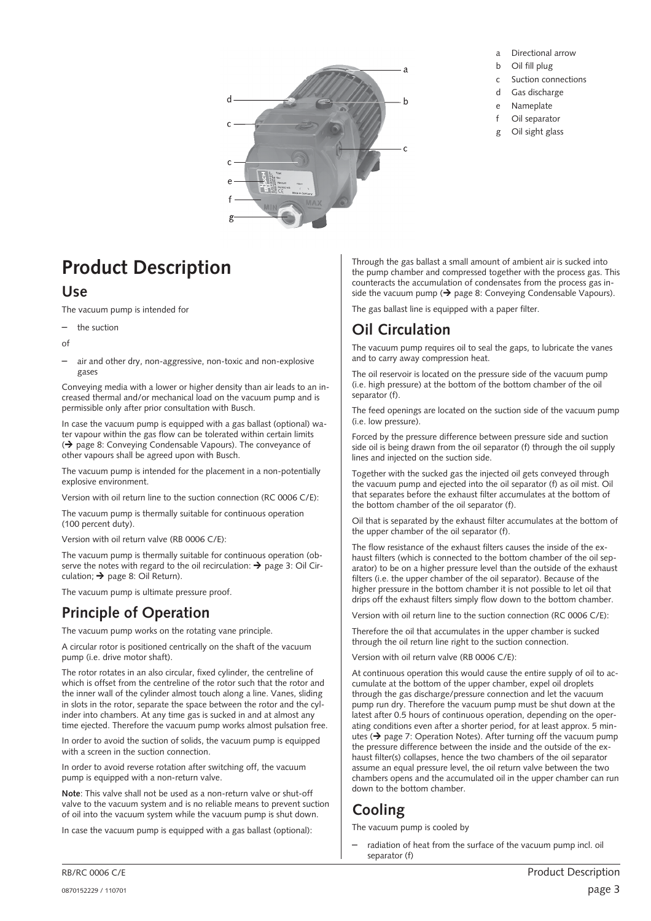- a Directional arrow
- b Oil fill plug
- c Suction connections
- d Gas discharge
- e Nameplate
- f Oil separator
- g Oil sight glass

# Product Description

## Use

The vacuum pump is intended for

- the suction

of

- air and other dry, non-aggressive, non-toxic and non-explosive gases

Conveying media with a lower or higher density than air leads to an increased thermal and/or mechanical load on the vacuum pump and is permissible only after prior consultation with Busch.

In case the vacuum pump is equipped with a gas ballast (optional) water vapour within the gas flow can be tolerated within certain limits (➔ page 8: Conveying Condensable Vapours). The conveyance of other vapours shall be agreed upon with Busch.

The vacuum pump is intended for the placement in a non-potentially explosive environment.

Version with oil return line to the suction connection (RC 0006 C/E):

The vacuum pump is thermally suitable for continuous operation (100 percent duty).

Version with oil return valve (RB 0006 C/E):

The vacuum pump is thermally suitable for continuous operation (observe the notes with regard to the oil recirculation: ➔ page 3: Oil Circulation; ➔ page 8: Oil Return).

The vacuum pump is ultimate pressure proof.

## Principle of Operation

The vacuum pump works on the rotating vane principle.

A circular rotor is positioned centrically on the shaft of the vacuum pump (i.e. drive motor shaft).

The rotor rotates in an also circular, fixed cylinder, the centreline of which is offset from the centreline of the rotor such that the rotor and the inner wall of the cylinder almost touch along a line. Vanes, sliding in slots in the rotor, separate the space between the rotor and the cylinder into chambers. At any time gas is sucked in and at almost any time ejected. Therefore the vacuum pump works almost pulsation free.

In order to avoid the suction of solids, the vacuum pump is equipped with a screen in the suction connection.

In order to avoid reverse rotation after switching off, the vacuum pump is equipped with a non-return valve.

**Note**: This valve shall not be used as a non-return valve or shut-off valve to the vacuum system and is no reliable means to prevent suction of oil into the vacuum system while the vacuum pump is shut down.

In case the vacuum pump is equipped with a gas ballast (optional):

Through the gas ballast a small amount of ambient air is sucked into the pump chamber and compressed together with the process gas. This counteracts the accumulation of condensates from the process gas inside the vacuum pump (➔ page 8: Conveying Condensable Vapours).

The gas ballast line is equipped with a paper filter.

## Oil Circulation

The vacuum pump requires oil to seal the gaps, to lubricate the vanes and to carry away compression heat.

The oil reservoir is located on the pressure side of the vacuum pump (i.e. high pressure) at the bottom of the bottom chamber of the oil separator (f).

The feed openings are located on the suction side of the vacuum pump (i.e. low pressure).

Forced by the pressure difference between pressure side and suction side oil is being drawn from the oil separator (f) through the oil supply lines and injected on the suction side.

Together with the sucked gas the injected oil gets conveyed through the vacuum pump and ejected into the oil separator (f) as oil mist. Oil that separates before the exhaust filter accumulates at the bottom of the bottom chamber of the oil separator (f).

Oil that is separated by the exhaust filter accumulates at the bottom of the upper chamber of the oil separator (f).

The flow resistance of the exhaust filters causes the inside of the exhaust filters (which is connected to the bottom chamber of the oil separator) to be on a higher pressure level than the outside of the exhaust filters (i.e. the upper chamber of the oil separator). Because of the higher pressure in the bottom chamber it is not possible to let oil that drips off the exhaust filters simply flow down to the bottom chamber.

Version with oil return line to the suction connection (RC 0006 C/E):

Therefore the oil that accumulates in the upper chamber is sucked through the oil return line right to the suction connection.

Version with oil return valve (RB 0006 C/E):

At continuous operation this would cause the entire supply of oil to accumulate at the bottom of the upper chamber, expel oil droplets through the gas discharge/pressure connection and let the vacuum pump run dry. Therefore the vacuum pump must be shut down at the latest after 0.5 hours of continuous operation, depending on the operating conditions even after a shorter period, for at least approx. 5 minutes (➔ page 7: Operation Notes). After turning off the vacuum pump the pressure difference between the inside and the outside of the exhaust filter(s) collapses, hence the two chambers of the oil separator assume an equal pressure level, the oil return valve between the two chambers opens and the accumulated oil in the upper chamber can run down to the bottom chamber.

## Cooling

The vacuum pump is cooled by

- radiation of heat from the surface of the vacuum pump incl. oil separator (f)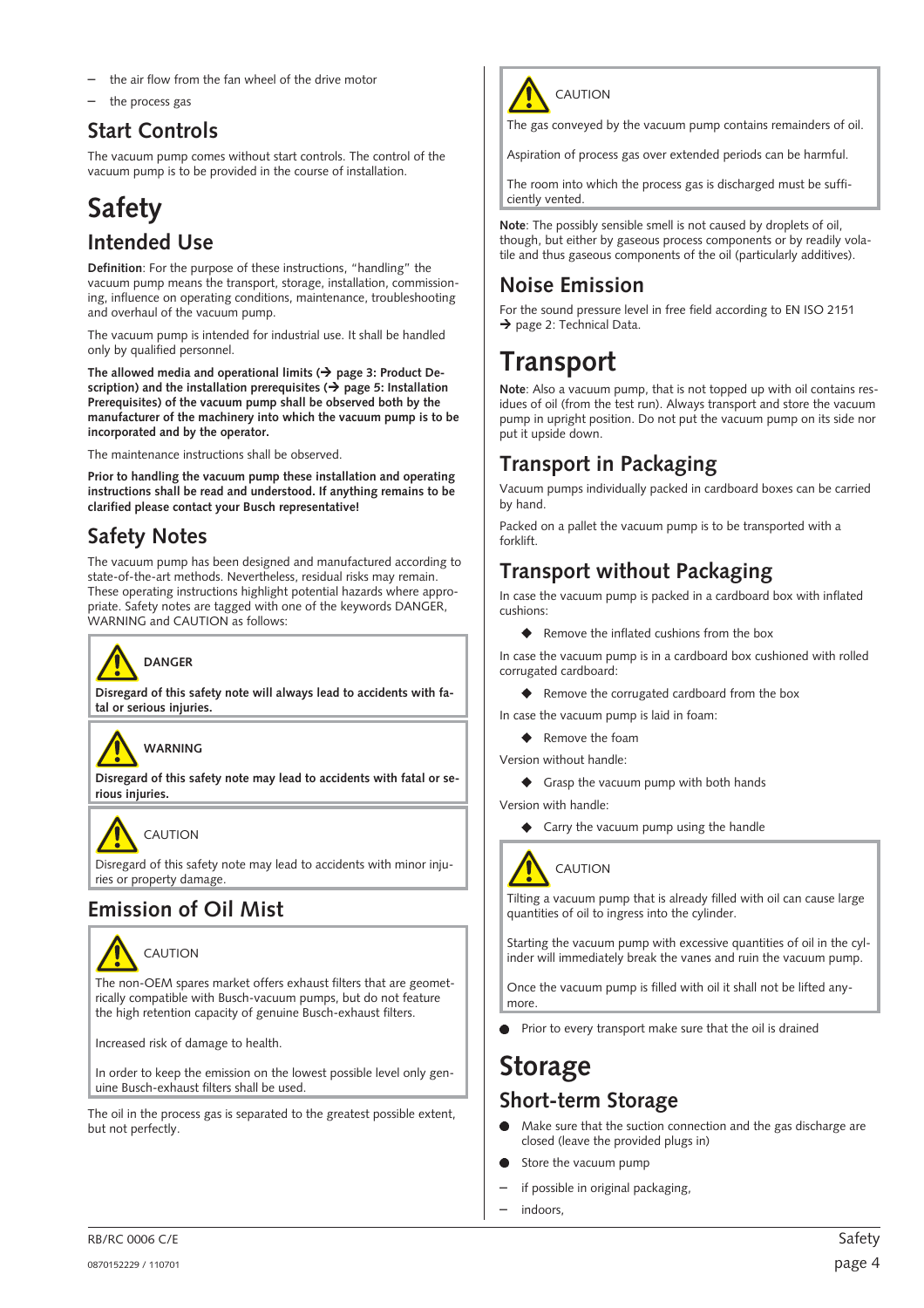– the air flow from the fan wheel of the drive motor
– the process gas

## Start Controls

The vacuum pump comes without start controls. The control of the vacuum pump is to be provided in the course of installation.

# Safety

## Intended Use

**Definition**: For the purpose of these instructions, “handling” the vacuum pump means the transport, storage, installation, commissioning, influence on operating conditions, maintenance, troubleshooting and overhaul of the vacuum pump.

The vacuum pump is intended for industrial use. It shall be handled only by qualified personnel.

**The allowed media and operational limits (→ page 3: Product Description) and the installation prerequisites (→ page 5: Installation Prerequisites) of the vacuum pump shall be observed both by the manufacturer of the machinery into which the vacuum pump is to be incorporated and by the operator.**

The maintenance instructions shall be observed.

**Prior to handling the vacuum pump these installation and operating instructions shall be read and understood. If anything remains to be clarified please contact your Busch representative!**

## Safety Notes

The vacuum pump has been designed and manufactured according to state-of-the-art methods. Nevertheless, residual risks may remain. These operating instructions highlight potential hazards where appropriate. Safety notes are tagged with one of the keywords DANGER, WARNING and CAUTION as follows:

> **DANGER**
>
> **Disregard of this safety note will always lead to accidents with fatal or serious injuries.**

> **WARNING**
>
> **Disregard of this safety note may lead to accidents with fatal or serious injuries.**

> CAUTION
>
> Disregard of this safety note may lead to accidents with minor injuries or property damage.

## Emission of Oil Mist

> CAUTION
>
> The non-OEM spares market offers exhaust filters that are geometrically compatible with Busch-vacuum pumps, but do not feature the high retention capacity of genuine Busch-exhaust filters.
>
> Increased risk of damage to health.
>
> In order to keep the emission on the lowest possible level only genuine Busch-exhaust filters shall be used.

The oil in the process gas is separated to the greatest possible extent, but not perfectly.

> CAUTION
>
> The gas conveyed by the vacuum pump contains remainders of oil.
>
> Aspiration of process gas over extended periods can be harmful.
>
> The room into which the process gas is discharged must be sufficiently vented.

**Note**: The possibly sensible smell is not caused by droplets of oil, though, but either by gaseous process components or by readily volatile and thus gaseous components of the oil (particularly additives).

## Noise Emission

For the sound pressure level in free field according to EN ISO 2151 → page 2: Technical Data.

# Transport

**Note**: Also a vacuum pump, that is not topped up with oil contains residues of oil (from the test run). Always transport and store the vacuum pump in upright position. Do not put the vacuum pump on its side nor put it upside down.

## Transport in Packaging

Vacuum pumps individually packed in cardboard boxes can be carried by hand.

Packed on a pallet the vacuum pump is to be transported with a forklift.

## Transport without Packaging

In case the vacuum pump is packed in a cardboard box with inflated cushions:

- Remove the inflated cushions from the box

In case the vacuum pump is in a cardboard box cushioned with rolled corrugated cardboard:

- Remove the corrugated cardboard from the box

In case the vacuum pump is laid in foam:

- Remove the foam

Version without handle:

- Grasp the vacuum pump with both hands

Version with handle:

- Carry the vacuum pump using the handle

> CAUTION
>
> Tilting a vacuum pump that is already filled with oil can cause large quantities of oil to ingress into the cylinder.
>
> Starting the vacuum pump with excessive quantities of oil in the cylinder will immediately break the vanes and ruin the vacuum pump.
>
> Once the vacuum pump is filled with oil it shall not be lifted anymore.

- Prior to every transport make sure that the oil is drained

# Storage

## Short-term Storage

- Make sure that the suction connection and the gas discharge are closed (leave the provided plugs in)
- Store the vacuum pump
  – if possible in original packaging,
  – indoors,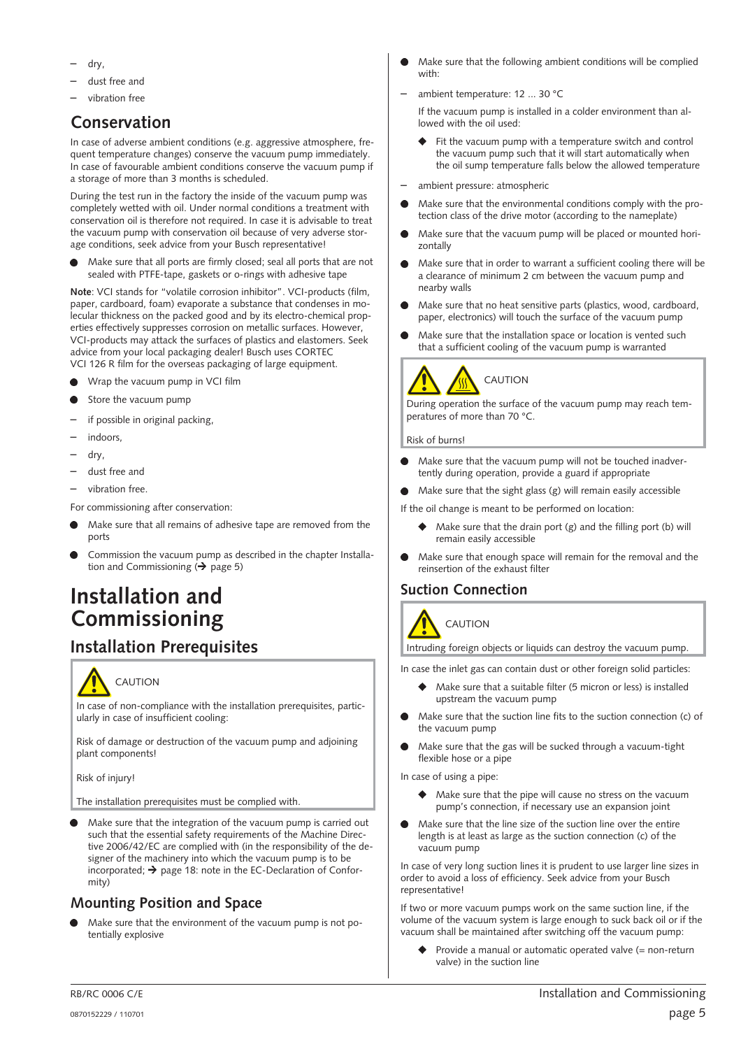- dry,
- dust free and
- vibration free

## Conservation

In case of adverse ambient conditions (e.g. aggressive atmosphere, frequent temperature changes) conserve the vacuum pump immediately. In case of favourable ambient conditions conserve the vacuum pump if a storage of more than 3 months is scheduled.

During the test run in the factory the inside of the vacuum pump was completely wetted with oil. Under normal conditions a treatment with conservation oil is therefore not required. In case it is advisable to treat the vacuum pump with conservation oil because of very adverse storage conditions, seek advice from your Busch representative!

- Make sure that all ports are firmly closed; seal all ports that are not sealed with PTFE-tape, gaskets or o-rings with adhesive tape

**Note**: VCI stands for "volatile corrosion inhibitor". VCI-products (film, paper, cardboard, foam) evaporate a substance that condenses in molecular thickness on the packed good and by its electro-chemical properties effectively suppresses corrosion on metallic surfaces. However, VCI-products may attack the surfaces of plastics and elastomers. Seek advice from your local packaging dealer! Busch uses CORTEC VCI 126 R film for the overseas packaging of large equipment.

- Wrap the vacuum pump in VCI film
- Store the vacuum pump
  - if possible in original packing,
  - indoors,
  - dry,
  - dust free and
  - vibration free.

For commissioning after conservation:

- Make sure that all remains of adhesive tape are removed from the ports
- Commission the vacuum pump as described in the chapter Installation and Commissioning (→ page 5)

# Installation and Commissioning

## Installation Prerequisites

> CAUTION
>
> In case of non-compliance with the installation prerequisites, particularly in case of insufficient cooling:
>
> Risk of damage or destruction of the vacuum pump and adjoining plant components!
>
> Risk of injury!
>
> The installation prerequisites must be complied with.

- Make sure that the integration of the vacuum pump is carried out such that the essential safety requirements of the Machine Directive 2006/42/EC are complied with (in the responsibility of the designer of the machinery into which the vacuum pump is to be incorporated; → page 18: note in the EC-Declaration of Conformity)

## Mounting Position and Space

- Make sure that the environment of the vacuum pump is not potentially explosive
- Make sure that the following ambient conditions will be complied with:
  - ambient temperature: 12 ... 30 °C

    If the vacuum pump is installed in a colder environment than allowed with the oil used:

    - Fit the vacuum pump with a temperature switch and control the vacuum pump such that it will start automatically when the oil sump temperature falls below the allowed temperature
  - ambient pressure: atmospheric
- Make sure that the environmental conditions comply with the protection class of the drive motor (according to the nameplate)
- Make sure that the vacuum pump will be placed or mounted horizontally
- Make sure that in order to warrant a sufficient cooling there will be a clearance of minimum 2 cm between the vacuum pump and nearby walls
- Make sure that no heat sensitive parts (plastics, wood, cardboard, paper, electronics) will touch the surface of the vacuum pump
- Make sure that the installation space or location is vented such that a sufficient cooling of the vacuum pump is warranted

> CAUTION
>
> During operation the surface of the vacuum pump may reach temperatures of more than 70 °C.
>
> Risk of burns!

- Make sure that the vacuum pump will not be touched inadvertently during operation, provide a guard if appropriate
- Make sure that the sight glass (g) will remain easily accessible

If the oil change is meant to be performed on location:

- ◆ Make sure that the drain port (g) and the filling port (b) will remain easily accessible
- Make sure that enough space will remain for the removal and the reinsertion of the exhaust filter

## Suction Connection

> CAUTION
>
> Intruding foreign objects or liquids can destroy the vacuum pump.

In case the inlet gas can contain dust or other foreign solid particles:

- ◆ Make sure that a suitable filter (5 micron or less) is installed upstream the vacuum pump
- Make sure that the suction line fits to the suction connection (c) of the vacuum pump
- Make sure that the gas will be sucked through a vacuum-tight flexible hose or a pipe

In case of using a pipe:

- ◆ Make sure that the pipe will cause no stress on the vacuum pump's connection, if necessary use an expansion joint
- Make sure that the line size of the suction line over the entire length is at least as large as the suction connection (c) of the vacuum pump

In case of very long suction lines it is prudent to use larger line sizes in order to avoid a loss of efficiency. Seek advice from your Busch representative!

If two or more vacuum pumps work on the same suction line, if the volume of the vacuum system is large enough to suck back oil or if the vacuum shall be maintained after switching off the vacuum pump:

- ◆ Provide a manual or automatic operated valve (= non-return valve) in the suction line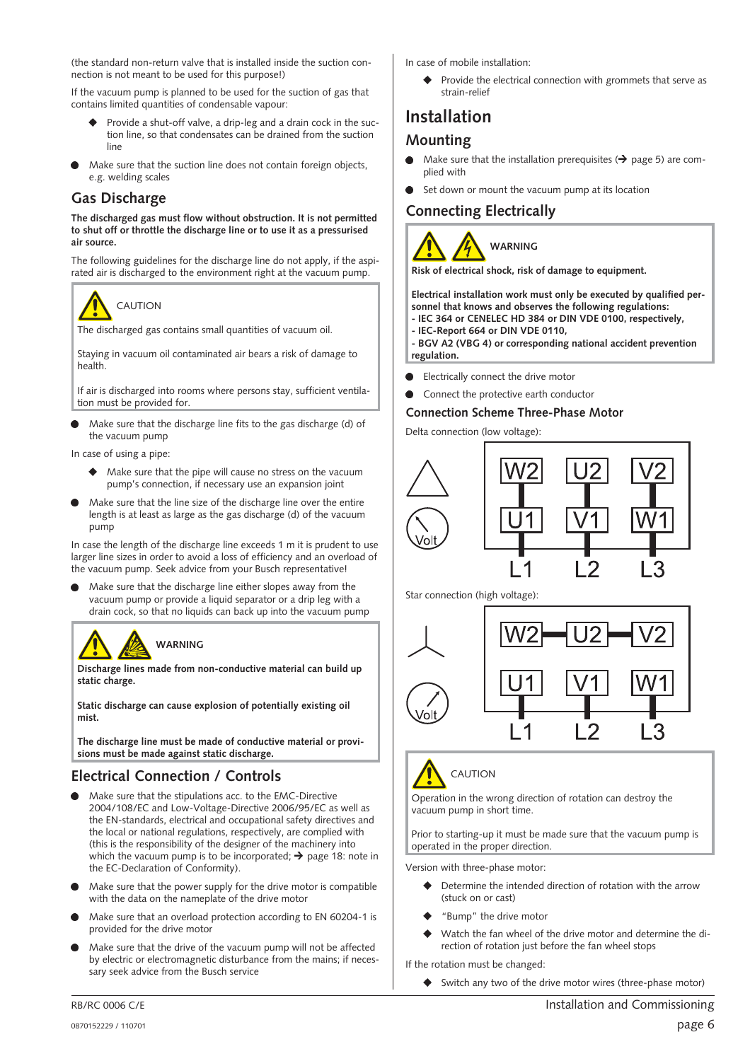(the standard non-return valve that is installed inside the suction connection is not meant to be used for this purpose!)

If the vacuum pump is planned to be used for the suction of gas that contains limited quantities of condensable vapour:

- Provide a shut-off valve, a drip-leg and a drain cock in the suction line, so that condensates can be drained from the suction line

- Make sure that the suction line does not contain foreign objects, e.g. welding scales

## Gas Discharge

**The discharged gas must flow without obstruction. It is not permitted to shut off or throttle the discharge line or to use it as a pressurised air source.**

The following guidelines for the discharge line do not apply, if the aspirated air is discharged to the environment right at the vacuum pump.

> CAUTION
>
> The discharged gas contains small quantities of vacuum oil.
>
> Staying in vacuum oil contaminated air bears a risk of damage to health.
>
> If air is discharged into rooms where persons stay, sufficient ventilation must be provided for.

- Make sure that the discharge line fits to the gas discharge (d) of the vacuum pump

In case of using a pipe:

- Make sure that the pipe will cause no stress on the vacuum pump's connection, if necessary use an expansion joint

- Make sure that the line size of the discharge line over the entire length is at least as large as the gas discharge (d) of the vacuum pump

In case the length of the discharge line exceeds 1 m it is prudent to use larger line sizes in order to avoid a loss of efficiency and an overload of the vacuum pump. Seek advice from your Busch representative!

- Make sure that the discharge line either slopes away from the vacuum pump or provide a liquid separator or a drip leg with a drain cock, so that no liquids can back up into the vacuum pump

> WARNING
>
> **Discharge lines made from non-conductive material can build up static charge.**
>
> **Static discharge can cause explosion of potentially existing oil mist.**
>
> **The discharge line must be made of conductive material or provisions must be made against static discharge.**

## Electrical Connection / Controls

- Make sure that the stipulations acc. to the EMC-Directive 2004/108/EC and Low-Voltage-Directive 2006/95/EC as well as the EN-standards, electrical and occupational safety directives and the local or national regulations, respectively, are complied with (this is the responsibility of the designer of the machinery into which the vacuum pump is to be incorporated; → page 18: note in the EC-Declaration of Conformity).

- Make sure that the power supply for the drive motor is compatible with the data on the nameplate of the drive motor

- Make sure that an overload protection according to EN 60204-1 is provided for the drive motor

- Make sure that the drive of the vacuum pump will not be affected by electric or electromagnetic disturbance from the mains; if necessary seek advice from the Busch service

In case of mobile installation:

- Provide the electrical connection with grommets that serve as strain-relief

# Installation

## Mounting

- Make sure that the installation prerequisites (→ page 5) are complied with

- Set down or mount the vacuum pump at its location

## Connecting Electrically

> WARNING
>
> **Risk of electrical shock, risk of damage to equipment.**
>
> **Electrical installation work must only be executed by qualified personnel that knows and observes the following regulations:**
> **- IEC 364 or CENELEC HD 384 or DIN VDE 0100, respectively,**
> **- IEC-Report 664 or DIN VDE 0110,**
> **- BGV A2 (VBG 4) or corresponding national accident prevention regulation.**

- Electrically connect the drive motor

- Connect the protective earth conductor

### Connection Scheme Three-Phase Motor

Delta connection (low voltage):

| W2 | U2 | V2 |
|---|---|---|
| U1 | V1 | W1 |
| L1 | L2 | L3 |

Star connection (high voltage):

| W2 | U2 | V2 |
|---|---|---|
| U1 | V1 | W1 |
| L1 | L2 | L3 |

> CAUTION
>
> Operation in the wrong direction of rotation can destroy the vacuum pump in short time.
>
> Prior to starting-up it must be made sure that the vacuum pump is operated in the proper direction.

Version with three-phase motor:

- Determine the intended direction of rotation with the arrow (stuck on or cast)

- "Bump" the drive motor

- Watch the fan wheel of the drive motor and determine the direction of rotation just before the fan wheel stops

If the rotation must be changed:

- Switch any two of the drive motor wires (three-phase motor)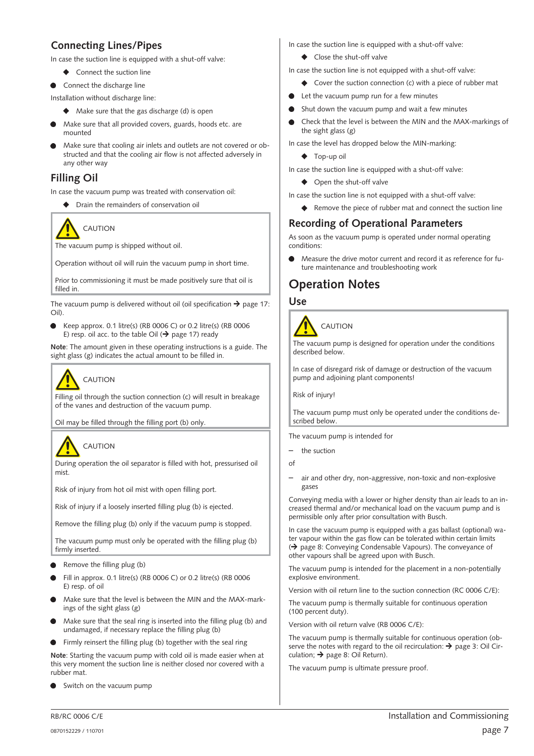## Connecting Lines/Pipes

In case the suction line is equipped with a shut-off valve:

- ◆ Connect the suction line

- Connect the discharge line

Installation without discharge line:

- ◆ Make sure that the gas discharge (d) is open

- Make sure that all provided covers, guards, hoods etc. are mounted
- Make sure that cooling air inlets and outlets are not covered or obstructed and that the cooling air flow is not affected adversely in any other way

## Filling Oil

In case the vacuum pump was treated with conservation oil:

- ◆ Drain the remainders of conservation oil

> **CAUTION**
>
> The vacuum pump is shipped without oil.
>
> Operation without oil will ruin the vacuum pump in short time.
>
> Prior to commissioning it must be made positively sure that oil is filled in.

The vacuum pump is delivered without oil (oil specification ➔ page 17: Oil).

- Keep approx. 0.1 litre(s) (RB 0006 C) or 0.2 litre(s) (RB 0006 E) resp. oil acc. to the table Oil (➔ page 17) ready

**Note**: The amount given in these operating instructions is a guide. The sight glass (g) indicates the actual amount to be filled in.

> **CAUTION**
>
> Filling oil through the suction connection (c) will result in breakage of the vanes and destruction of the vacuum pump.
>
> Oil may be filled through the filling port (b) only.

> **CAUTION**
>
> During operation the oil separator is filled with hot, pressurised oil mist.
>
> Risk of injury from hot oil mist with open filling port.
>
> Risk of injury if a loosely inserted filling plug (b) is ejected.
>
> Remove the filling plug (b) only if the vacuum pump is stopped.
>
> The vacuum pump must only be operated with the filling plug (b) firmly inserted.

- Remove the filling plug (b)
- Fill in approx. 0.1 litre(s) (RB 0006 C) or 0.2 litre(s) (RB 0006 E) resp. of oil
- Make sure that the level is between the MIN and the MAX-markings of the sight glass (g)
- Make sure that the seal ring is inserted into the filling plug (b) and undamaged, if necessary replace the filling plug (b)
- Firmly reinsert the filling plug (b) together with the seal ring

**Note**: Starting the vacuum pump with cold oil is made easier when at this very moment the suction line is neither closed nor covered with a rubber mat.

- Switch on the vacuum pump

In case the suction line is equipped with a shut-off valve:

- ◆ Close the shut-off valve

In case the suction line is not equipped with a shut-off valve:

- ◆ Cover the suction connection (c) with a piece of rubber mat

- Let the vacuum pump run for a few minutes
- Shut down the vacuum pump and wait a few minutes
- Check that the level is between the MIN and the MAX-markings of the sight glass (g)

In case the level has dropped below the MIN-marking:

- ◆ Top-up oil

In case the suction line is equipped with a shut-off valve:

- ◆ Open the shut-off valve

In case the suction line is not equipped with a shut-off valve:

- ◆ Remove the piece of rubber mat and connect the suction line

## Recording of Operational Parameters

As soon as the vacuum pump is operated under normal operating conditions:

- Measure the drive motor current and record it as reference for future maintenance and troubleshooting work

# Operation Notes

## Use

> **CAUTION**
>
> The vacuum pump is designed for operation under the conditions described below.
>
> In case of disregard risk of damage or destruction of the vacuum pump and adjoining plant components!
>
> Risk of injury!
>
> The vacuum pump must only be operated under the conditions described below.

The vacuum pump is intended for

– the suction

of

– air and other dry, non-aggressive, non-toxic and non-explosive gases

Conveying media with a lower or higher density than air leads to an increased thermal and/or mechanical load on the vacuum pump and is permissible only after prior consultation with Busch.

In case the vacuum pump is equipped with a gas ballast (optional) water vapour within the gas flow can be tolerated within certain limits (➔ page 8: Conveying Condensable Vapours). The conveyance of other vapours shall be agreed upon with Busch.

The vacuum pump is intended for the placement in a non-potentially explosive environment.

Version with oil return line to the suction connection (RC 0006 C/E):

The vacuum pump is thermally suitable for continuous operation (100 percent duty).

Version with oil return valve (RB 0006 C/E):

The vacuum pump is thermally suitable for continuous operation (observe the notes with regard to the oil recirculation: ➔ page 3: Oil Circulation; ➔ page 8: Oil Return).

The vacuum pump is ultimate pressure proof.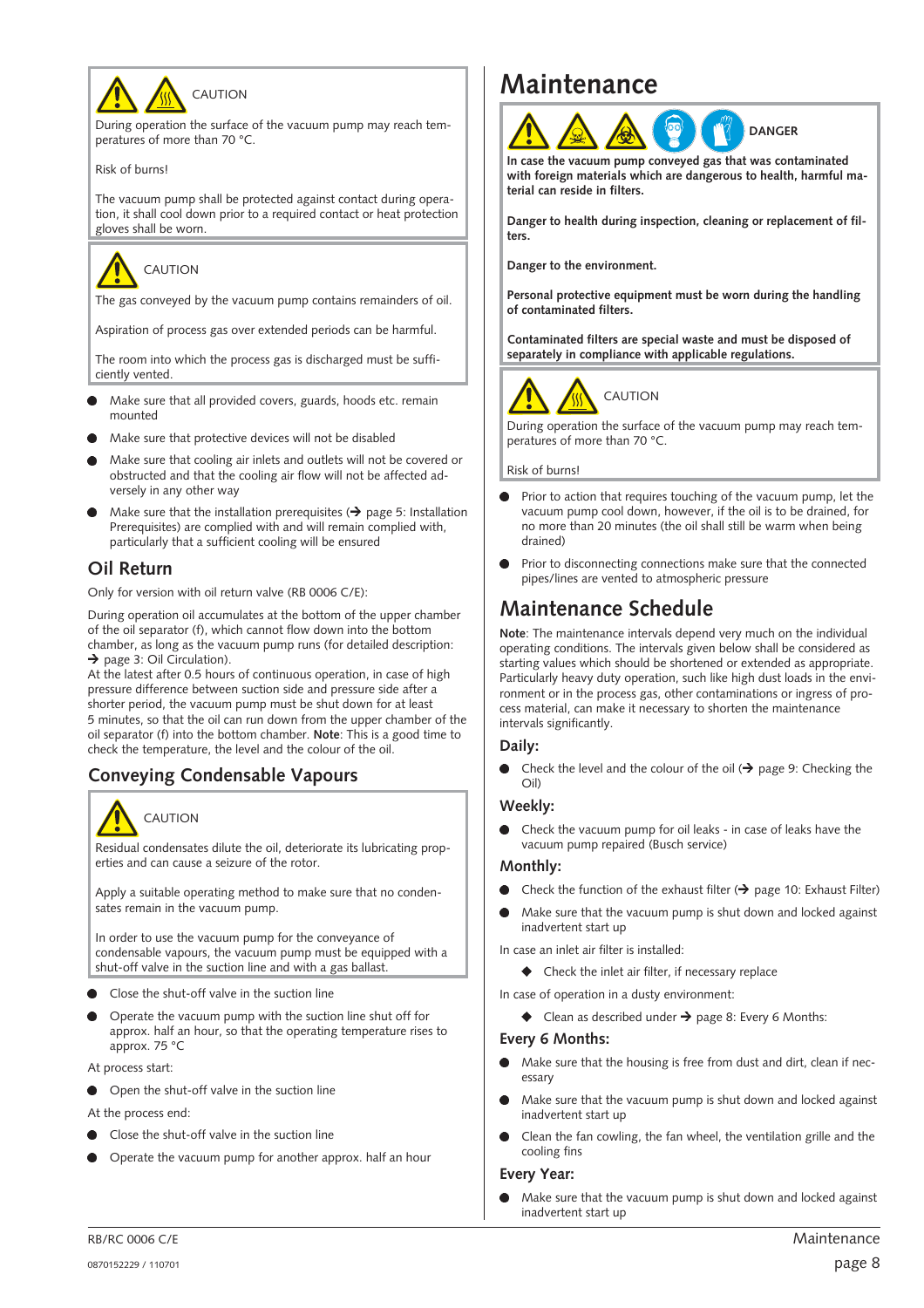CAUTION

During operation the surface of the vacuum pump may reach temperatures of more than 70 °C.

Risk of burns!

The vacuum pump shall be protected against contact during operation, it shall cool down prior to a required contact or heat protection gloves shall be worn.

CAUTION

The gas conveyed by the vacuum pump contains remainders of oil.

Aspiration of process gas over extended periods can be harmful.

The room into which the process gas is discharged must be sufficiently vented.

- Make sure that all provided covers, guards, hoods etc. remain mounted
- Make sure that protective devices will not be disabled
- Make sure that cooling air inlets and outlets will not be covered or obstructed and that the cooling air flow will not be affected adversely in any other way
- Make sure that the installation prerequisites (➔ page 5: Installation Prerequisites) are complied with and will remain complied with, particularly that a sufficient cooling will be ensured

## Oil Return

Only for version with oil return valve (RB 0006 C/E):

During operation oil accumulates at the bottom of the upper chamber of the oil separator (f), which cannot flow down into the bottom chamber, as long as the vacuum pump runs (for detailed description: ➔ page 3: Oil Circulation).
At the latest after 0.5 hours of continuous operation, in case of high pressure difference between suction side and pressure side after a shorter period, the vacuum pump must be shut down for at least 5 minutes, so that the oil can run down from the upper chamber of the oil separator (f) into the bottom chamber. **Note**: This is a good time to check the temperature, the level and the colour of the oil.

## Conveying Condensable Vapours

CAUTION

Residual condensates dilute the oil, deteriorate its lubricating properties and can cause a seizure of the rotor.

Apply a suitable operating method to make sure that no condensates remain in the vacuum pump.

In order to use the vacuum pump for the conveyance of condensable vapours, the vacuum pump must be equipped with a shut-off valve in the suction line and with a gas ballast.

- Close the shut-off valve in the suction line
- Operate the vacuum pump with the suction line shut off for approx. half an hour, so that the operating temperature rises to approx. 75 °C

At process start:

- Open the shut-off valve in the suction line

At the process end:

- Close the shut-off valve in the suction line
- Operate the vacuum pump for another approx. half an hour

# Maintenance

DANGER

**In case the vacuum pump conveyed gas that was contaminated with foreign materials which are dangerous to health, harmful material can reside in filters.**

**Danger to health during inspection, cleaning or replacement of filters.**

**Danger to the environment.**

**Personal protective equipment must be worn during the handling of contaminated filters.**

**Contaminated filters are special waste and must be disposed of separately in compliance with applicable regulations.**

CAUTION

During operation the surface of the vacuum pump may reach temperatures of more than 70 °C.

Risk of burns!

- Prior to action that requires touching of the vacuum pump, let the vacuum pump cool down, however, if the oil is to be drained, for no more than 20 minutes (the oil shall still be warm when being drained)
- Prior to disconnecting connections make sure that the connected pipes/lines are vented to atmospheric pressure

## Maintenance Schedule

**Note**: The maintenance intervals depend very much on the individual operating conditions. The intervals given below shall be considered as starting values which should be shortened or extended as appropriate. Particularly heavy duty operation, such like high dust loads in the environment or in the process gas, other contaminations or ingress of process material, can make it necessary to shorten the maintenance intervals significantly.

### Daily:

- Check the level and the colour of the oil (➔ page 9: Checking the Oil)

### Weekly:

- Check the vacuum pump for oil leaks - in case of leaks have the vacuum pump repaired (Busch service)

### Monthly:

- Check the function of the exhaust filter (➔ page 10: Exhaust Filter)
- Make sure that the vacuum pump is shut down and locked against inadvertent start up

In case an inlet air filter is installed:

- ◆ Check the inlet air filter, if necessary replace

In case of operation in a dusty environment:

- ◆ Clean as described under ➔ page 8: Every 6 Months:

### Every 6 Months:

- Make sure that the housing is free from dust and dirt, clean if necessary
- Make sure that the vacuum pump is shut down and locked against inadvertent start up
- Clean the fan cowling, the fan wheel, the ventilation grille and the cooling fins

### Every Year:

- Make sure that the vacuum pump is shut down and locked against inadvertent start up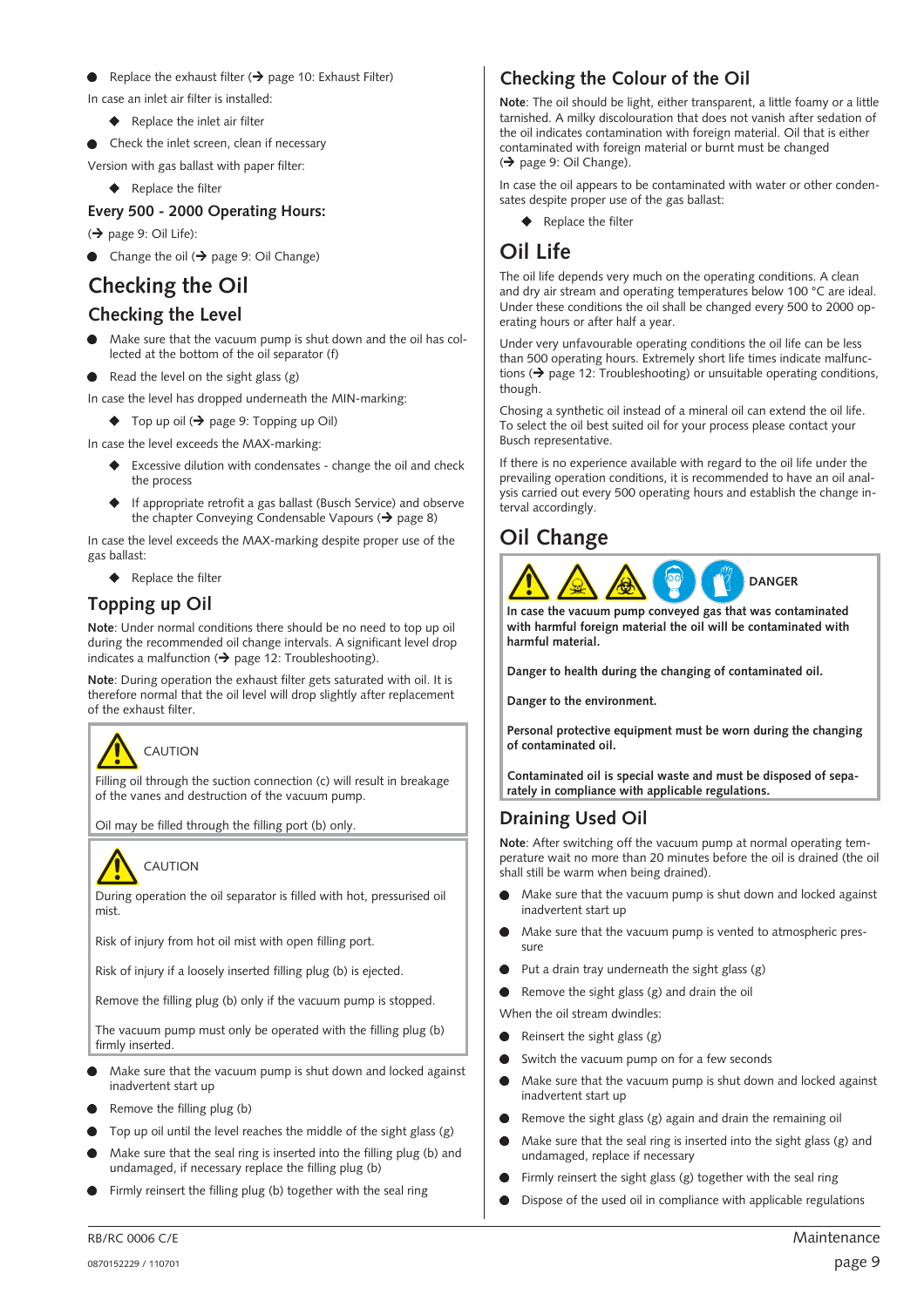- Replace the exhaust filter (➔ page 10: Exhaust Filter)

In case an inlet air filter is installed:

- ◆ Replace the inlet air filter

- Check the inlet screen, clean if necessary

Version with gas ballast with paper filter:

- ◆ Replace the filter

### Every 500 - 2000 Operating Hours:

(➔ page 9: Oil Life):

- Change the oil (➔ page 9: Oil Change)

# Checking the Oil

## Checking the Level

- Make sure that the vacuum pump is shut down and the oil has collected at the bottom of the oil separator (f)
- Read the level on the sight glass (g)

In case the level has dropped underneath the MIN-marking:

- ◆ Top up oil (➔ page 9: Topping up Oil)

In case the level exceeds the MAX-marking:

- ◆ Excessive dilution with condensates - change the oil and check the process
- ◆ If appropriate retrofit a gas ballast (Busch Service) and observe the chapter Conveying Condensable Vapours (➔ page 8)

In case the level exceeds the MAX-marking despite proper use of the gas ballast:

- ◆ Replace the filter

## Topping up Oil

**Note**: Under normal conditions there should be no need to top up oil during the recommended oil change intervals. A significant level drop indicates a malfunction (➔ page 12: Troubleshooting).

**Note**: During operation the exhaust filter gets saturated with oil. It is therefore normal that the oil level will drop slightly after replacement of the exhaust filter.

> CAUTION
>
> Filling oil through the suction connection (c) will result in breakage of the vanes and destruction of the vacuum pump.
>
> Oil may be filled through the filling port (b) only.

> CAUTION
>
> During operation the oil separator is filled with hot, pressurised oil mist.
>
> Risk of injury from hot oil mist with open filling port.
>
> Risk of injury if a loosely inserted filling plug (b) is ejected.
>
> Remove the filling plug (b) only if the vacuum pump is stopped.
>
> The vacuum pump must only be operated with the filling plug (b) firmly inserted.

- Make sure that the vacuum pump is shut down and locked against inadvertent start up
- Remove the filling plug (b)
- Top up oil until the level reaches the middle of the sight glass (g)
- Make sure that the seal ring is inserted into the filling plug (b) and undamaged, if necessary replace the filling plug (b)
- Firmly reinsert the filling plug (b) together with the seal ring

## Checking the Colour of the Oil

**Note**: The oil should be light, either transparent, a little foamy or a little tarnished. A milky discolouration that does not vanish after sedation of the oil indicates contamination with foreign material. Oil that is either contaminated with foreign material or burnt must be changed (➔ page 9: Oil Change).

In case the oil appears to be contaminated with water or other condensates despite proper use of the gas ballast:

- ◆ Replace the filter

# Oil Life

The oil life depends very much on the operating conditions. A clean and dry air stream and operating temperatures below 100 °C are ideal. Under these conditions the oil shall be changed every 500 to 2000 operating hours or after half a year.

Under very unfavourable operating conditions the oil life can be less than 500 operating hours. Extremely short life times indicate malfunctions (➔ page 12: Troubleshooting) or unsuitable operating conditions, though.

Chosing a synthetic oil instead of a mineral oil can extend the oil life. To select the oil best suited oil for your process please contact your Busch representative.

If there is no experience available with regard to the oil life under the prevailing operation conditions, it is recommended to have an oil analysis carried out every 500 operating hours and establish the change interval accordingly.

# Oil Change

> DANGER
>
> **In case the vacuum pump conveyed gas that was contaminated with harmful foreign material the oil will be contaminated with harmful material.**
>
> **Danger to health during the changing of contaminated oil.**
>
> **Danger to the environment.**
>
> **Personal protective equipment must be worn during the changing of contaminated oil.**
>
> **Contaminated oil is special waste and must be disposed of separately in compliance with applicable regulations.**

## Draining Used Oil

**Note**: After switching off the vacuum pump at normal operating temperature wait no more than 20 minutes before the oil is drained (the oil shall still be warm when being drained).

- Make sure that the vacuum pump is shut down and locked against inadvertent start up
- Make sure that the vacuum pump is vented to atmospheric pressure
- Put a drain tray underneath the sight glass (g)
- Remove the sight glass (g) and drain the oil

When the oil stream dwindles:

- Reinsert the sight glass (g)
- Switch the vacuum pump on for a few seconds
- Make sure that the vacuum pump is shut down and locked against inadvertent start up
- Remove the sight glass (g) again and drain the remaining oil
- Make sure that the seal ring is inserted into the sight glass (g) and undamaged, replace if necessary
- Firmly reinsert the sight glass (g) together with the seal ring
- Dispose of the used oil in compliance with applicable regulations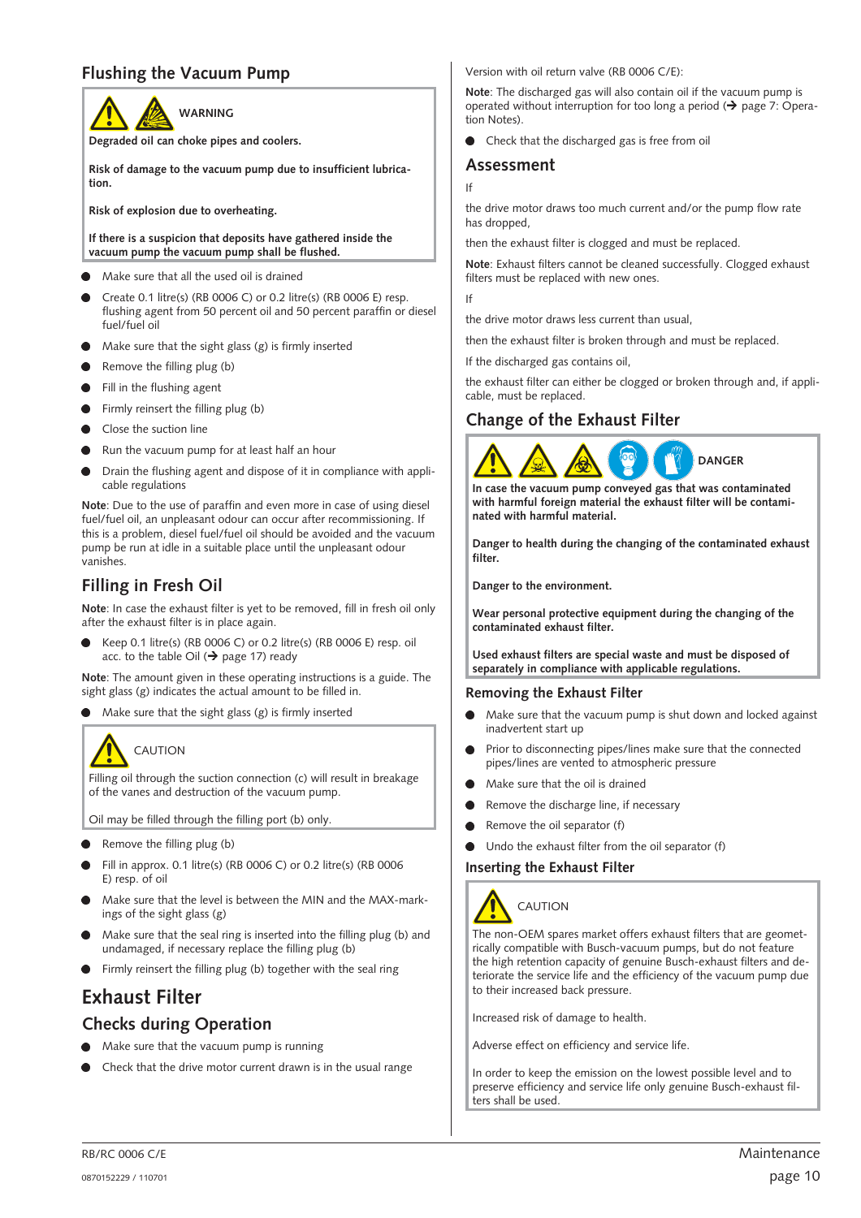## Flushing the Vacuum Pump

> WARNING
>
> **Degraded oil can choke pipes and coolers.**
>
> **Risk of damage to the vacuum pump due to insufficient lubrication.**
>
> **Risk of explosion due to overheating.**
>
> **If there is a suspicion that deposits have gathered inside the vacuum pump the vacuum pump shall be flushed.**

- Make sure that all the used oil is drained
- Create 0.1 litre(s) (RB 0006 C) or 0.2 litre(s) (RB 0006 E) resp. flushing agent from 50 percent oil and 50 percent paraffin or diesel fuel/fuel oil
- Make sure that the sight glass (g) is firmly inserted
- Remove the filling plug (b)
- Fill in the flushing agent
- Firmly reinsert the filling plug (b)
- Close the suction line
- Run the vacuum pump for at least half an hour
- Drain the flushing agent and dispose of it in compliance with applicable regulations

**Note**: Due to the use of paraffin and even more in case of using diesel fuel/fuel oil, an unpleasant odour can occur after recommissioning. If this is a problem, diesel fuel/fuel oil should be avoided and the vacuum pump be run at idle in a suitable place until the unpleasant odour vanishes.

## Filling in Fresh Oil

**Note**: In case the exhaust filter is yet to be removed, fill in fresh oil only after the exhaust filter is in place again.

- Keep 0.1 litre(s) (RB 0006 C) or 0.2 litre(s) (RB 0006 E) resp. oil acc. to the table Oil (➔ page 17) ready

**Note**: The amount given in these operating instructions is a guide. The sight glass (g) indicates the actual amount to be filled in.

- Make sure that the sight glass (g) is firmly inserted

> CAUTION
>
> Filling oil through the suction connection (c) will result in breakage of the vanes and destruction of the vacuum pump.
>
> Oil may be filled through the filling port (b) only.

- Remove the filling plug (b)
- Fill in approx. 0.1 litre(s) (RB 0006 C) or 0.2 litre(s) (RB 0006 E) resp. of oil
- Make sure that the level is between the MIN and the MAX-markings of the sight glass (g)
- Make sure that the seal ring is inserted into the filling plug (b) and undamaged, if necessary replace the filling plug (b)
- Firmly reinsert the filling plug (b) together with the seal ring

# Exhaust Filter

## Checks during Operation

- Make sure that the vacuum pump is running
- Check that the drive motor current drawn is in the usual range

Version with oil return valve (RB 0006 C/E):

**Note**: The discharged gas will also contain oil if the vacuum pump is operated without interruption for too long a period (➔ page 7: Operation Notes).

- Check that the discharged gas is free from oil

## Assessment

If

the drive motor draws too much current and/or the pump flow rate has dropped,

then the exhaust filter is clogged and must be replaced.

**Note**: Exhaust filters cannot be cleaned successfully. Clogged exhaust filters must be replaced with new ones.

If

the drive motor draws less current than usual,

then the exhaust filter is broken through and must be replaced.

If the discharged gas contains oil,

the exhaust filter can either be clogged or broken through and, if applicable, must be replaced.

## Change of the Exhaust Filter

> DANGER
>
> **In case the vacuum pump conveyed gas that was contaminated with harmful foreign material the exhaust filter will be contaminated with harmful material.**
>
> **Danger to health during the changing of the contaminated exhaust filter.**
>
> **Danger to the environment.**
>
> **Wear personal protective equipment during the changing of the contaminated exhaust filter.**
>
> **Used exhaust filters are special waste and must be disposed of separately in compliance with applicable regulations.**

### Removing the Exhaust Filter

- Make sure that the vacuum pump is shut down and locked against inadvertent start up
- Prior to disconnecting pipes/lines make sure that the connected pipes/lines are vented to atmospheric pressure
- Make sure that the oil is drained
- Remove the discharge line, if necessary
- Remove the oil separator (f)
- Undo the exhaust filter from the oil separator (f)

### Inserting the Exhaust Filter

> CAUTION
>
> The non-OEM spares market offers exhaust filters that are geometrically compatible with Busch-vacuum pumps, but do not feature the high retention capacity of genuine Busch-exhaust filters and deteriorate the service life and the efficiency of the vacuum pump due to their increased back pressure.
>
> Increased risk of damage to health.
>
> Adverse effect on efficiency and service life.
>
> In order to keep the emission on the lowest possible level and to preserve efficiency and service life only genuine Busch-exhaust filters shall be used.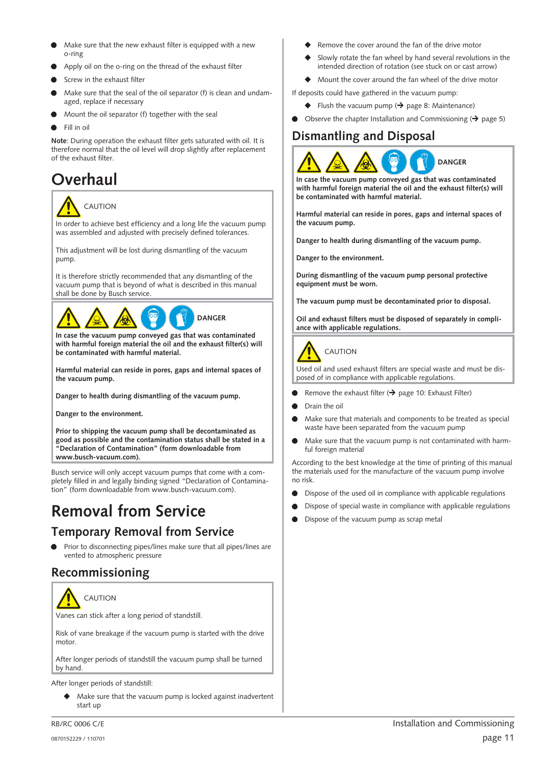- Make sure that the new exhaust filter is equipped with a new o-ring
- Apply oil on the o-ring on the thread of the exhaust filter
- Screw in the exhaust filter
- Make sure that the seal of the oil separator (f) is clean and undamaged, replace if necessary
- Mount the oil separator (f) together with the seal
- Fill in oil

**Note**: During operation the exhaust filter gets saturated with oil. It is therefore normal that the oil level will drop slightly after replacement of the exhaust filter.

# Overhaul

> CAUTION
>
> In order to achieve best efficiency and a long life the vacuum pump was assembled and adjusted with precisely defined tolerances.
>
> This adjustment will be lost during dismantling of the vacuum pump.
>
> It is therefore strictly recommended that any dismantling of the vacuum pump that is beyond of what is described in this manual shall be done by Busch service.

> DANGER
>
> **In case the vacuum pump conveyed gas that was contaminated with harmful foreign material the oil and the exhaust filter(s) will be contaminated with harmful material.**
>
> **Harmful material can reside in pores, gaps and internal spaces of the vacuum pump.**
>
> **Danger to health during dismantling of the vacuum pump.**
>
> **Danger to the environment.**
>
> **Prior to shipping the vacuum pump shall be decontaminated as good as possible and the contamination status shall be stated in a "Declaration of Contamination" (form downloadable from www.busch-vacuum.com).**

Busch service will only accept vacuum pumps that come with a completely filled in and legally binding signed "Declaration of Contamination" (form downloadable from www.busch-vacuum.com).

# Removal from Service

## Temporary Removal from Service

- Prior to disconnecting pipes/lines make sure that all pipes/lines are vented to atmospheric pressure

## Recommissioning

> CAUTION
>
> Vanes can stick after a long period of standstill.
>
> Risk of vane breakage if the vacuum pump is started with the drive motor.
>
> After longer periods of standstill the vacuum pump shall be turned by hand.

After longer periods of standstill:

- ◆ Make sure that the vacuum pump is locked against inadvertent start up
- ◆ Remove the cover around the fan of the drive motor
- ◆ Slowly rotate the fan wheel by hand several revolutions in the intended direction of rotation (see stuck on or cast arrow)
- ◆ Mount the cover around the fan wheel of the drive motor

If deposits could have gathered in the vacuum pump:

- ◆ Flush the vacuum pump (➔ page 8: Maintenance)

- Observe the chapter Installation and Commissioning (➔ page 5)

# Dismantling and Disposal

> DANGER
>
> **In case the vacuum pump conveyed gas that was contaminated with harmful foreign material the oil and the exhaust filter(s) will be contaminated with harmful material.**
>
> **Harmful material can reside in pores, gaps and internal spaces of the vacuum pump.**
>
> **Danger to health during dismantling of the vacuum pump.**
>
> **Danger to the environment.**
>
> **During dismantling of the vacuum pump personal protective equipment must be worn.**
>
> **The vacuum pump must be decontaminated prior to disposal.**
>
> **Oil and exhaust filters must be disposed of separately in compliance with applicable regulations.**

> CAUTION
>
> Used oil and used exhaust filters are special waste and must be disposed of in compliance with applicable regulations.

- Remove the exhaust filter (➔ page 10: Exhaust Filter)
- Drain the oil
- Make sure that materials and components to be treated as special waste have been separated from the vacuum pump
- Make sure that the vacuum pump is not contaminated with harmful foreign material

According to the best knowledge at the time of printing of this manual the materials used for the manufacture of the vacuum pump involve no risk.

- Dispose of the used oil in compliance with applicable regulations
- Dispose of special waste in compliance with applicable regulations
- Dispose of the vacuum pump as scrap metal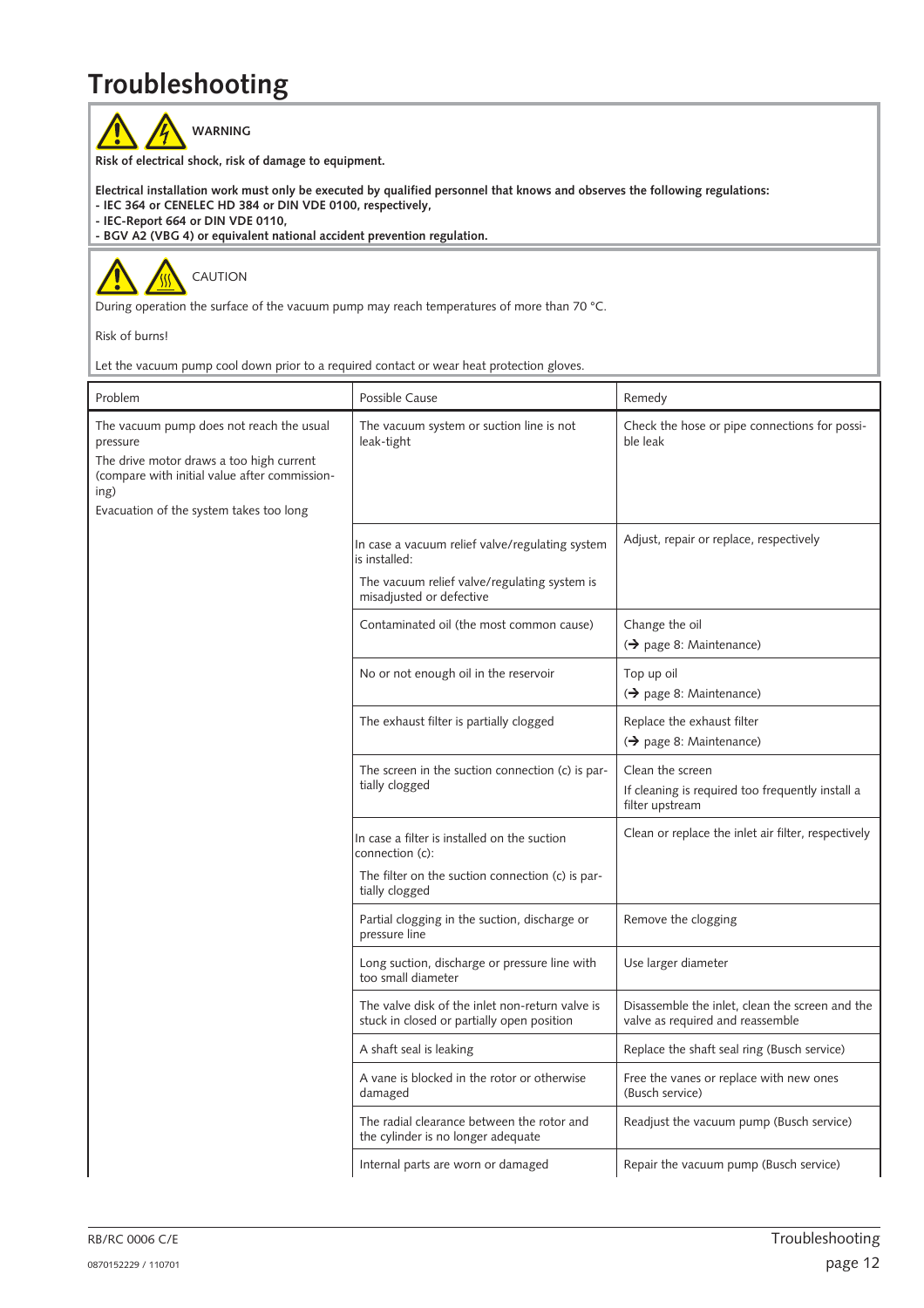# Troubleshooting

**WARNING**

**Risk of electrical shock, risk of damage to equipment.**

**Electrical installation work must only be executed by qualified personnel that knows and observes the following regulations:**
**- IEC 364 or CENELEC HD 384 or DIN VDE 0100, respectively,**
**- IEC-Report 664 or DIN VDE 0110,**
**- BGV A2 (VBG 4) or equivalent national accident prevention regulation.**

CAUTION

During operation the surface of the vacuum pump may reach temperatures of more than 70 °C.

Risk of burns!

Let the vacuum pump cool down prior to a required contact or wear heat protection gloves.

| Problem | Possible Cause | Remedy |
|---|---|---|
| The vacuum pump does not reach the usual pressure<br>The drive motor draws a too high current (compare with initial value after commissioning)<br>Evacuation of the system takes too long | The vacuum system or suction line is not leak-tight | Check the hose or pipe connections for possible leak |
| | In case a vacuum relief valve/regulating system is installed:<br>The vacuum relief valve/regulating system is misadjusted or defective | Adjust, repair or replace, respectively |
| | Contaminated oil (the most common cause) | Change the oil<br>(→ page 8: Maintenance) |
| | No or not enough oil in the reservoir | Top up oil<br>(→ page 8: Maintenance) |
| | The exhaust filter is partially clogged | Replace the exhaust filter<br>(→ page 8: Maintenance) |
| | The screen in the suction connection (c) is partially clogged | Clean the screen<br>If cleaning is required too frequently install a filter upstream |
| | In case a filter is installed on the suction connection (c):<br>The filter on the suction connection (c) is partially clogged | Clean or replace the inlet air filter, respectively |
| | Partial clogging in the suction, discharge or pressure line | Remove the clogging |
| | Long suction, discharge or pressure line with too small diameter | Use larger diameter |
| | The valve disk of the inlet non-return valve is stuck in closed or partially open position | Disassemble the inlet, clean the screen and the valve as required and reassemble |
| | A shaft seal is leaking | Replace the shaft seal ring (Busch service) |
| | A vane is blocked in the rotor or otherwise damaged | Free the vanes or replace with new ones (Busch service) |
| | The radial clearance between the rotor and the cylinder is no longer adequate | Readjust the vacuum pump (Busch service) |
| | Internal parts are worn or damaged | Repair the vacuum pump (Busch service) |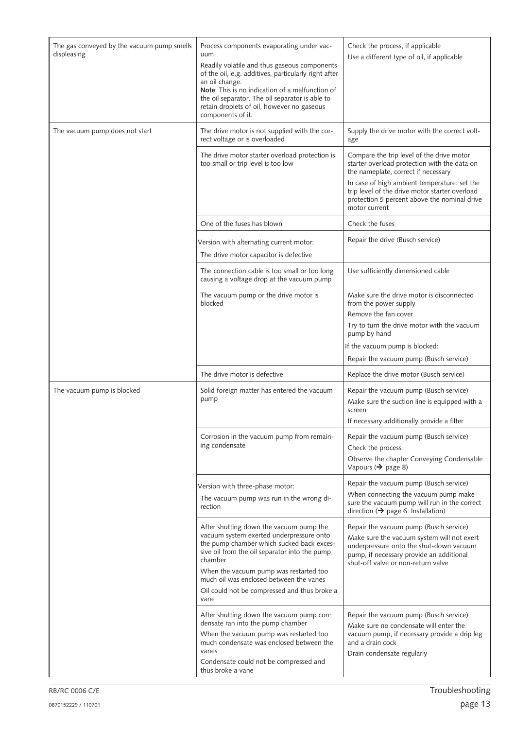| Fault | Possible cause | Remedy |
|---|---|---|
| The gas conveyed by the vacuum pump smells displeasing | Process components evaporating under vacuum<br>Readily volatile and thus gaseous components of the oil, e.g. additives, particularly right after an oil change.<br>**Note**: This is no indication of a malfunction of the oil separator. The oil separator is able to retain droplets of oil, however no gaseous components of it. | Check the process, if applicable<br>Use a different type of oil, if applicable |
| The vacuum pump does not start | The drive motor is not supplied with the correct voltage or is overloaded | Supply the drive motor with the correct voltage |
| | The drive motor starter overload protection is too small or trip level is too low | Compare the trip level of the drive motor starter overload protection with the data on the nameplate, correct if necessary<br>In case of high ambient temperature: set the trip level of the drive motor starter overload protection 5 percent above the nominal drive motor current |
| | One of the fuses has blown | Check the fuses |
| | Version with alternating current motor:<br>The drive motor capacitor is defective | Repair the drive (Busch service) |
| | The connection cable is too small or too long causing a voltage drop at the vacuum pump | Use sufficiently dimensioned cable |
| | The vacuum pump or the drive motor is blocked | Make sure the drive motor is disconnected from the power supply<br>Remove the fan cover<br>Try to turn the drive motor with the vacuum pump by hand<br>If the vacuum pump is blocked:<br>Repair the vacuum pump (Busch service) |
| | The drive motor is defective | Replace the drive motor (Busch service) |
| The vacuum pump is blocked | Solid foreign matter has entered the vacuum pump | Repair the vacuum pump (Busch service)<br>Make sure the suction line is equipped with a screen<br>If necessary additionally provide a filter |
| | Corrosion in the vacuum pump from remaining condensate | Repair the vacuum pump (Busch service)<br>Check the process<br>Observe the chapter Conveying Condensable Vapours (➔ page 8) |
| | Version with three-phase motor:<br>The vacuum pump was run in the wrong direction | Repair the vacuum pump (Busch service)<br>When connecting the vacuum pump make sure the vacuum pump will run in the correct direction (➔ page 6: Installation) |
| | After shutting down the vacuum pump the vacuum system exerted underpressure onto the pump chamber which sucked back excessive oil from the oil separator into the pump chamber<br>When the vacuum pump was restarted too much oil was enclosed between the vanes<br>Oil could not be compressed and thus broke a vane | Repair the vacuum pump (Busch service)<br>Make sure the vacuum system will not exert underpressure onto the shut-down vacuum pump, if necessary provide an additional shut-off valve or non-return valve |
| | After shutting down the vacuum pump condensate ran into the pump chamber<br>When the vacuum pump was restarted too much condensate was enclosed between the vanes<br>Condensate could not be compressed and thus broke a vane | Repair the vacuum pump (Busch service)<br>Make sure no condensate will enter the vacuum pump, if necessary provide a drip leg and a drain cock<br>Drain condensate regularly |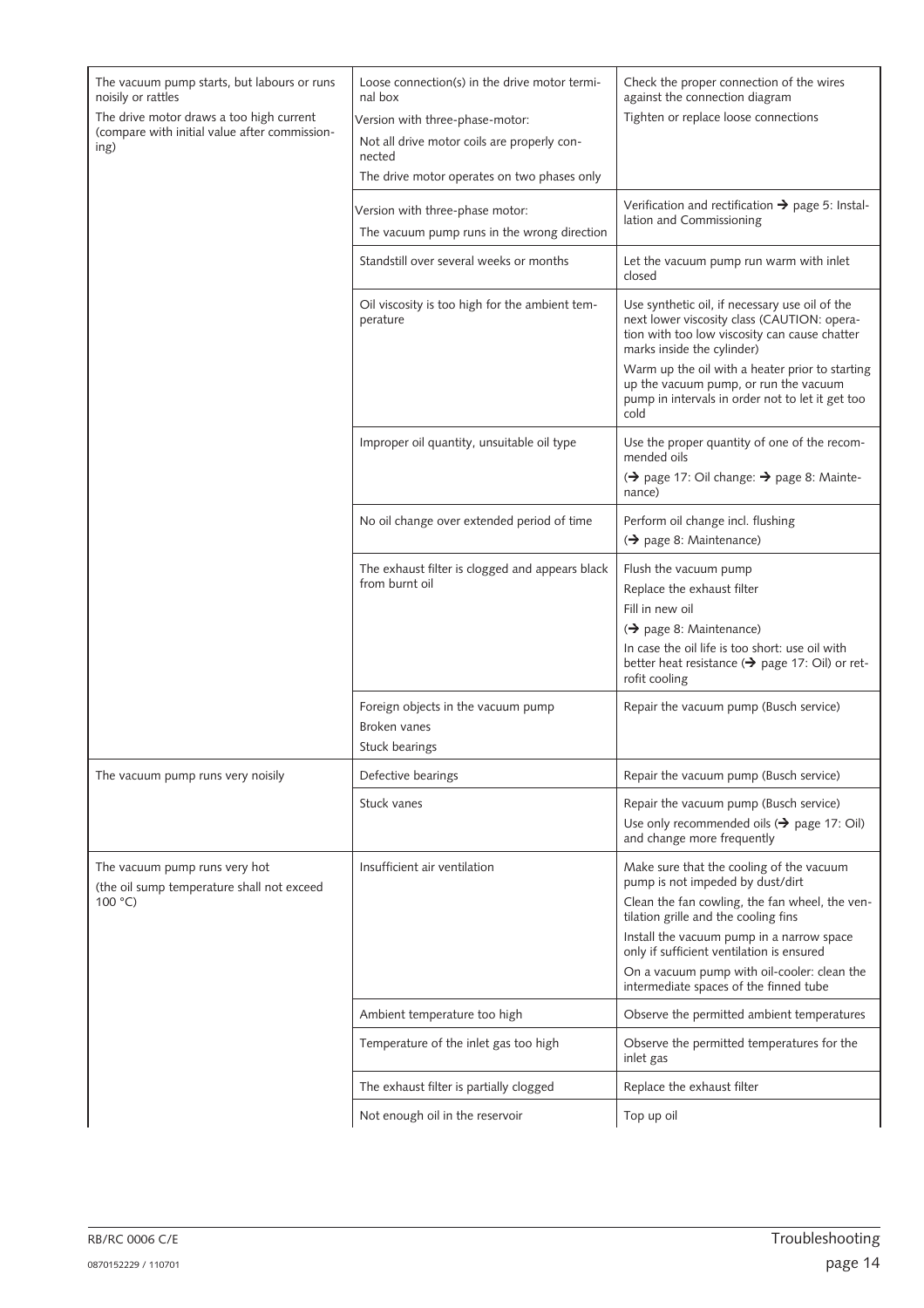| Problem | Possible cause | Remedy |
|---|---|---|
| The vacuum pump starts, but labours or runs noisily or rattles<br>The drive motor draws a too high current (compare with initial value after commissioning) | Loose connection(s) in the drive motor terminal box<br>Version with three-phase-motor:<br>Not all drive motor coils are properly connected<br>The drive motor operates on two phases only | Check the proper connection of the wires against the connection diagram<br>Tighten or replace loose connections |
| | Version with three-phase motor:<br>The vacuum pump runs in the wrong direction | Verification and rectification → page 5: Installation and Commissioning |
| | Standstill over several weeks or months | Let the vacuum pump run warm with inlet closed |
| | Oil viscosity is too high for the ambient temperature | Use synthetic oil, if necessary use oil of the next lower viscosity class (CAUTION: operation with too low viscosity can cause chatter marks inside the cylinder)<br>Warm up the oil with a heater prior to starting up the vacuum pump, or run the vacuum pump in intervals in order not to let it get too cold |
| | Improper oil quantity, unsuitable oil type | Use the proper quantity of one of the recommended oils<br>(→ page 17: Oil change: → page 8: Maintenance) |
| | No oil change over extended period of time | Perform oil change incl. flushing<br>(→ page 8: Maintenance) |
| | The exhaust filter is clogged and appears black from burnt oil | Flush the vacuum pump<br>Replace the exhaust filter<br>Fill in new oil<br>(→ page 8: Maintenance)<br>In case the oil life is too short: use oil with better heat resistance (→ page 17: Oil) or retrofit cooling |
| | Foreign objects in the vacuum pump<br>Broken vanes<br>Stuck bearings | Repair the vacuum pump (Busch service) |
| The vacuum pump runs very noisily | Defective bearings | Repair the vacuum pump (Busch service) |
| | Stuck vanes | Repair the vacuum pump (Busch service)<br>Use only recommended oils (→ page 17: Oil) and change more frequently |
| The vacuum pump runs very hot<br>(the oil sump temperature shall not exceed 100 °C) | Insufficient air ventilation | Make sure that the cooling of the vacuum pump is not impeded by dust/dirt<br>Clean the fan cowling, the fan wheel, the ventilation grille and the cooling fins<br>Install the vacuum pump in a narrow space only if sufficient ventilation is ensured<br>On a vacuum pump with oil-cooler: clean the intermediate spaces of the finned tube |
| | Ambient temperature too high | Observe the permitted ambient temperatures |
| | Temperature of the inlet gas too high | Observe the permitted temperatures for the inlet gas |
| | The exhaust filter is partially clogged | Replace the exhaust filter |
| | Not enough oil in the reservoir | Top up oil |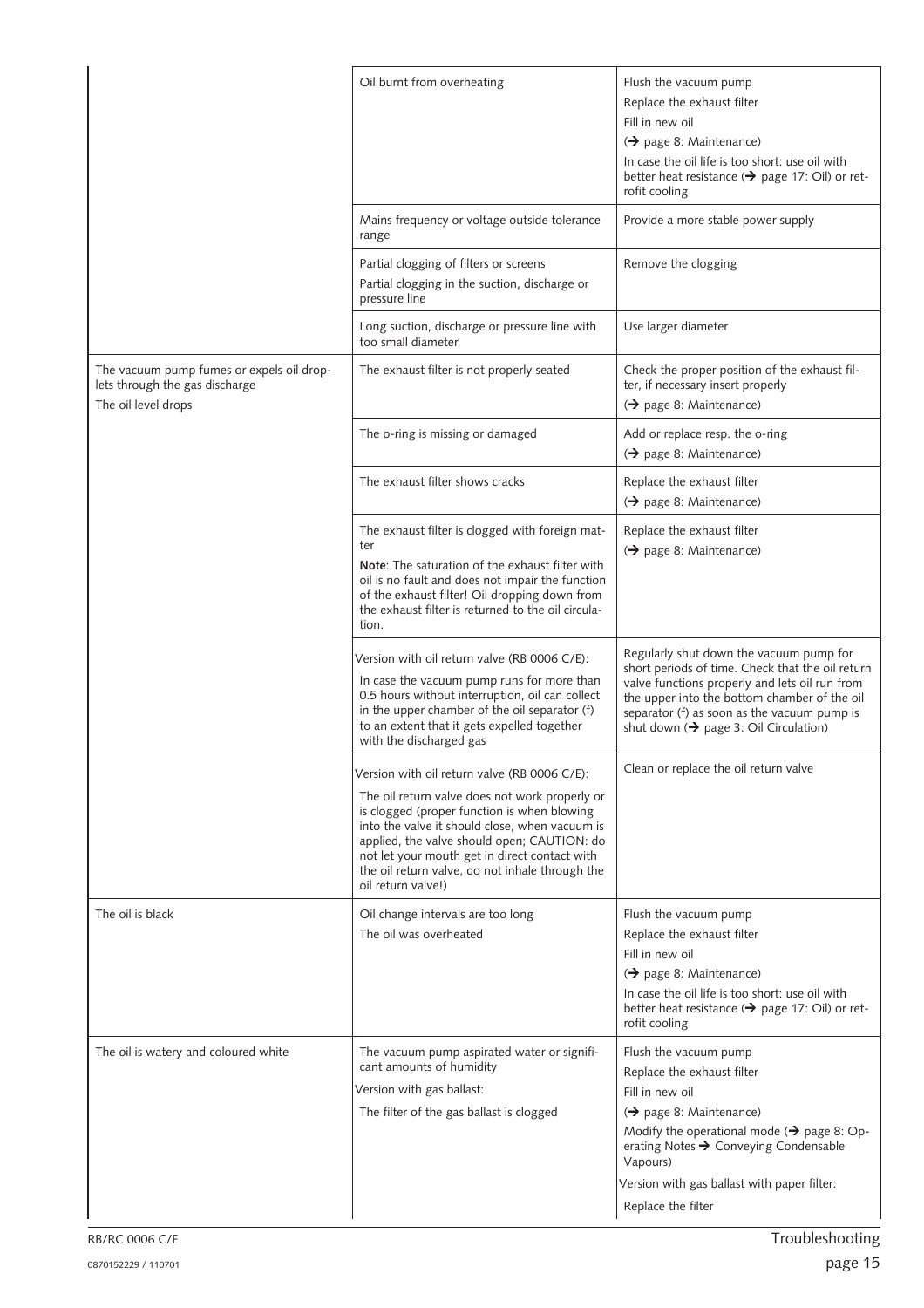| | | |
|---|---|---|
| | Oil burnt from overheating | Flush the vacuum pump<br>Replace the exhaust filter<br>Fill in new oil<br>(➔ page 8: Maintenance)<br>In case the oil life is too short: use oil with better heat resistance (➔ page 17: Oil) or retrofit cooling |
| | Mains frequency or voltage outside tolerance range | Provide a more stable power supply |
| | Partial clogging of filters or screens<br>Partial clogging in the suction, discharge or pressure line | Remove the clogging |
| | Long suction, discharge or pressure line with too small diameter | Use larger diameter |
| The vacuum pump fumes or expels oil droplets through the gas discharge<br>The oil level drops | The exhaust filter is not properly seated | Check the proper position of the exhaust filter, if necessary insert properly<br>(➔ page 8: Maintenance) |
| | The o-ring is missing or damaged | Add or replace resp. the o-ring<br>(➔ page 8: Maintenance) |
| | The exhaust filter shows cracks | Replace the exhaust filter<br>(➔ page 8: Maintenance) |
| | The exhaust filter is clogged with foreign matter<br>**Note**: The saturation of the exhaust filter with oil is no fault and does not impair the function of the exhaust filter! Oil dropping down from the exhaust filter is returned to the oil circulation. | Replace the exhaust filter<br>(➔ page 8: Maintenance) |
| | Version with oil return valve (RB 0006 C/E):<br>In case the vacuum pump runs for more than 0.5 hours without interruption, oil can collect in the upper chamber of the oil separator (f) to an extent that it gets expelled together with the discharged gas | Regularly shut down the vacuum pump for short periods of time. Check that the oil return valve functions properly and lets oil run from the upper into the bottom chamber of the oil separator (f) as soon as the vacuum pump is shut down (➔ page 3: Oil Circulation) |
| | Version with oil return valve (RB 0006 C/E):<br>The oil return valve does not work properly or is clogged (proper function is when blowing into the valve it should close, when vacuum is applied, the valve should open; CAUTION: do not let your mouth get in direct contact with the oil return valve, do not inhale through the oil return valve!) | Clean or replace the oil return valve |
| The oil is black | Oil change intervals are too long<br>The oil was overheated | Flush the vacuum pump<br>Replace the exhaust filter<br>Fill in new oil<br>(➔ page 8: Maintenance)<br>In case the oil life is too short: use oil with better heat resistance (➔ page 17: Oil) or retrofit cooling |
| The oil is watery and coloured white | The vacuum pump aspirated water or significant amounts of humidity<br>Version with gas ballast:<br>The filter of the gas ballast is clogged | Flush the vacuum pump<br>Replace the exhaust filter<br>Fill in new oil<br>(➔ page 8: Maintenance)<br>Modify the operational mode (➔ page 8: Operating Notes ➔ Conveying Condensable Vapours)<br>Version with gas ballast with paper filter:<br>Replace the filter |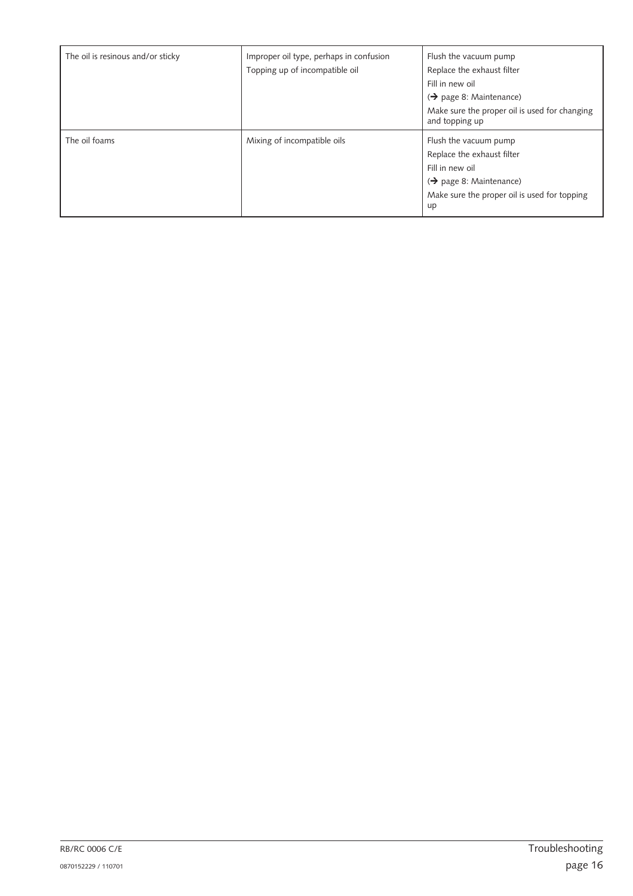| | | |
|---|---|---|
| The oil is resinous and/or sticky | Improper oil type, perhaps in confusion<br>Topping up of incompatible oil | Flush the vacuum pump<br>Replace the exhaust filter<br>Fill in new oil<br>(→ page 8: Maintenance)<br>Make sure the proper oil is used for changing and topping up |
| The oil foams | Mixing of incompatible oils | Flush the vacuum pump<br>Replace the exhaust filter<br>Fill in new oil<br>(→ page 8: Maintenance)<br>Make sure the proper oil is used for topping up |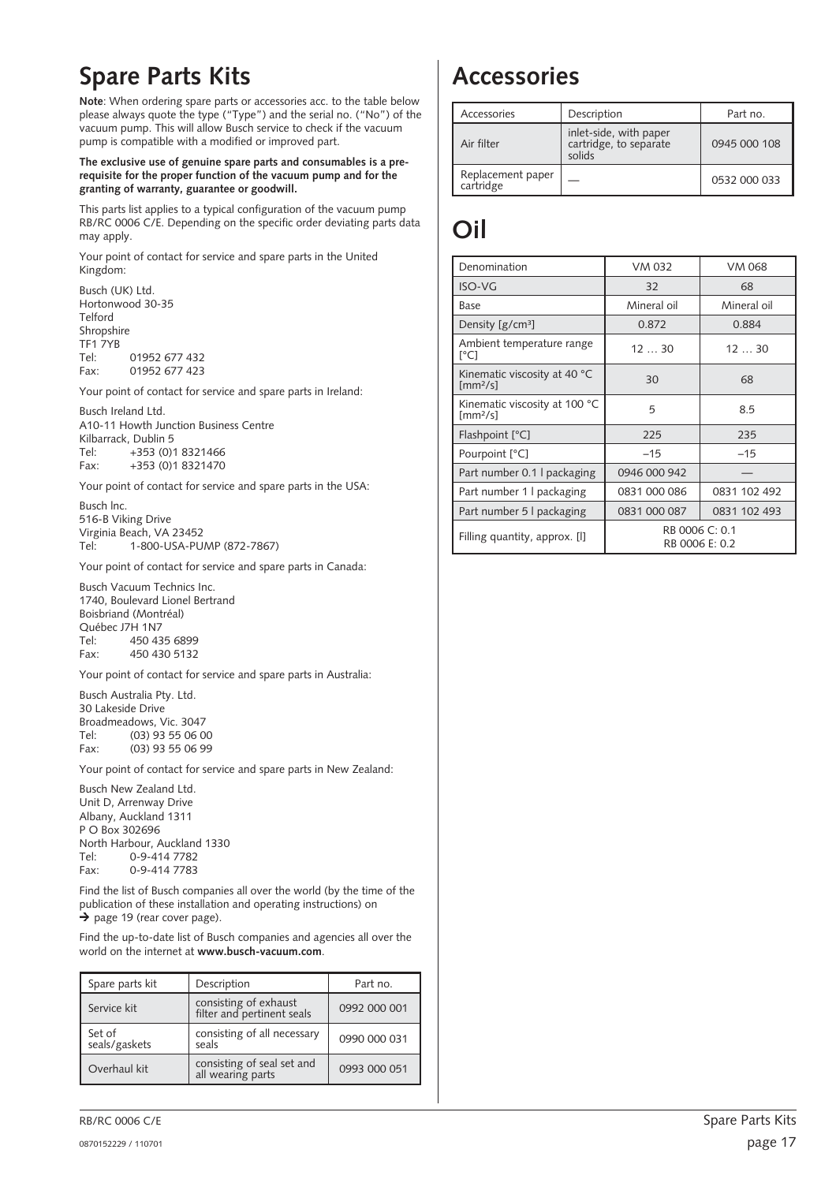# Spare Parts Kits

**Note**: When ordering spare parts or accessories acc. to the table below please always quote the type ("Type") and the serial no. ("No") of the vacuum pump. This will allow Busch service to check if the vacuum pump is compatible with a modified or improved part.

**The exclusive use of genuine spare parts and consumables is a prerequisite for the proper function of the vacuum pump and for the granting of warranty, guarantee or goodwill.**

This parts list applies to a typical configuration of the vacuum pump RB/RC 0006 C/E. Depending on the specific order deviating parts data may apply.

Your point of contact for service and spare parts in the United Kingdom:

Busch (UK) Ltd.
Hortonwood 30-35
Telford
Shropshire
TF1 7YB
Tel: 01952 677 432
Fax: 01952 677 423

Your point of contact for service and spare parts in Ireland:

Busch Ireland Ltd.
A10-11 Howth Junction Business Centre
Kilbarrack, Dublin 5
Tel: +353 (0)1 8321466
Fax: +353 (0)1 8321470

Your point of contact for service and spare parts in the USA:

Busch Inc.
516-B Viking Drive
Virginia Beach, VA 23452
Tel: 1-800-USA-PUMP (872-7867)

Your point of contact for service and spare parts in Canada:

Busch Vacuum Technics Inc.
1740, Boulevard Lionel Bertrand
Boisbriand (Montréal)
Québec J7H 1N7
Tel: 450 435 6899
Fax: 450 430 5132

Your point of contact for service and spare parts in Australia:

Busch Australia Pty. Ltd.
30 Lakeside Drive
Broadmeadows, Vic. 3047
Tel: (03) 93 55 06 00
Fax: (03) 93 55 06 99

Your point of contact for service and spare parts in New Zealand:

Busch New Zealand Ltd.
Unit D, Arrenway Drive
Albany, Auckland 1311
P O Box 302696
North Harbour, Auckland 1330
Tel: 0-9-414 7782
Fax: 0-9-414 7783

Find the list of Busch companies all over the world (by the time of the publication of these installation and operating instructions) on → page 19 (rear cover page).

Find the up-to-date list of Busch companies and agencies all over the world on the internet at **www.busch-vacuum.com**.

| Spare parts kit | Description | Part no. |
|---|---|---|
| Service kit | consisting of exhaust filter and pertinent seals | 0992 000 001 |
| Set of seals/gaskets | consisting of all necessary seals | 0990 000 031 |
| Overhaul kit | consisting of seal set and all wearing parts | 0993 000 051 |

# Accessories

| Accessories | Description | Part no. |
|---|---|---|
| Air filter | inlet-side, with paper cartridge, to separate solids | 0945 000 108 |
| Replacement paper cartridge | — | 0532 000 033 |

# Oil

| Denomination | VM 032 | VM 068 |
|---|---|---|
| ISO-VG | 32 | 68 |
| Base | Mineral oil | Mineral oil |
| Density [g/cm³] | 0.872 | 0.884 |
| Ambient temperature range [°C] | 12 … 30 | 12 … 30 |
| Kinematic viscosity at 40 °C [mm²/s] | 30 | 68 |
| Kinematic viscosity at 100 °C [mm²/s] | 5 | 8.5 |
| Flashpoint [°C] | 225 | 235 |
| Pourpoint [°C] | –15 | –15 |
| Part number 0.1 l packaging | 0946 000 942 | — |
| Part number 1 l packaging | 0831 000 086 | 0831 102 492 |
| Part number 5 l packaging | 0831 000 087 | 0831 102 493 |
| Filling quantity, approx. [l] | RB 0006 C: 0.1<br>RB 0006 E: 0.2 | |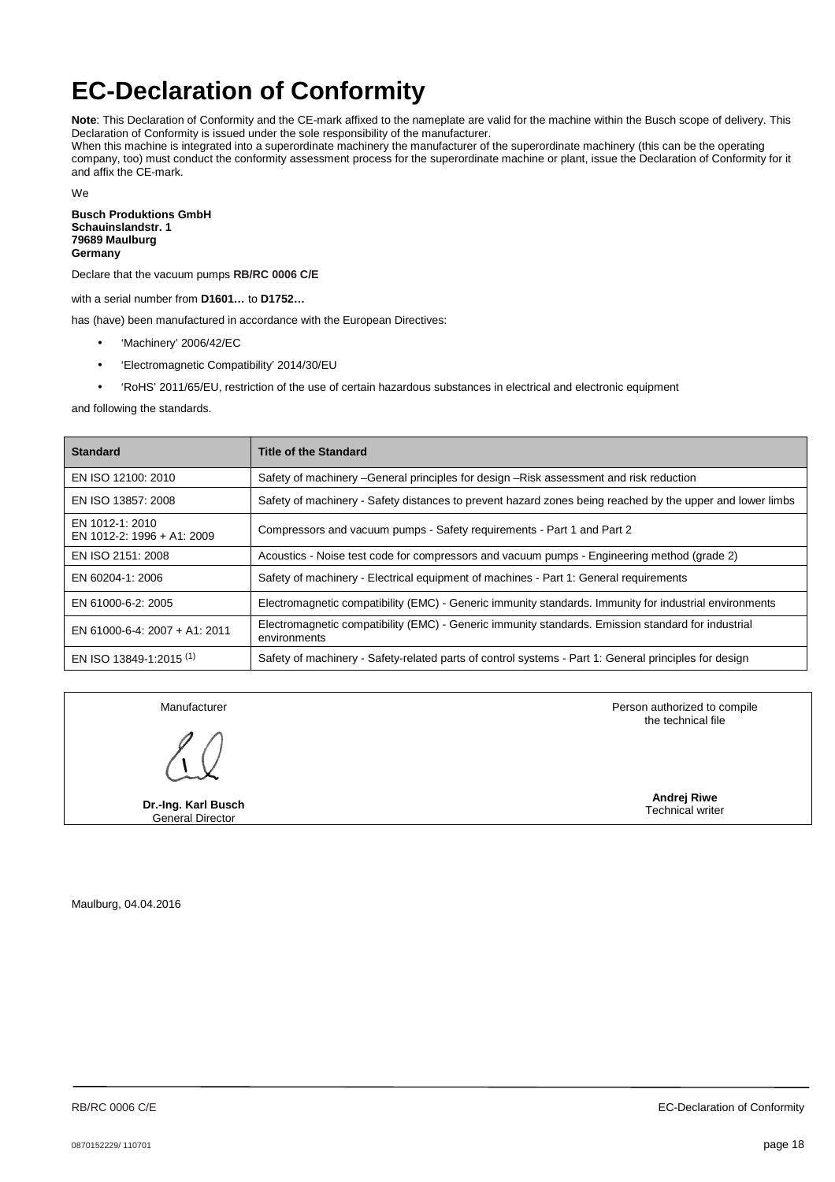# EC-Declaration of Conformity

**Note**: This Declaration of Conformity and the CE-mark affixed to the nameplate are valid for the machine within the Busch scope of delivery. This Declaration of Conformity is issued under the sole responsibility of the manufacturer.
When this machine is integrated into a superordinate machinery the manufacturer of the superordinate machinery (this can be the operating company, too) must conduct the conformity assessment process for the superordinate machine or plant, issue the Declaration of Conformity for it and affix the CE-mark.

We

**Busch Produktions GmbH**
**Schauinslandstr. 1**
**79689 Maulburg**
**Germany**

Declare that the vacuum pumps **RB/RC 0006 C/E**

with a serial number from **D1601…** to **D1752…**

has (have) been manufactured in accordance with the European Directives:

- 'Machinery' 2006/42/EC
- 'Electromagnetic Compatibility' 2014/30/EU
- 'RoHS' 2011/65/EU, restriction of the use of certain hazardous substances in electrical and electronic equipment

and following the standards.

| Standard | Title of the Standard |
|---|---|
| EN ISO 12100: 2010 | Safety of machinery –General principles for design –Risk assessment and risk reduction |
| EN ISO 13857: 2008 | Safety of machinery - Safety distances to prevent hazard zones being reached by the upper and lower limbs |
| EN 1012-1: 2010<br>EN 1012-2: 1996 + A1: 2009 | Compressors and vacuum pumps - Safety requirements - Part 1 and Part 2 |
| EN ISO 2151: 2008 | Acoustics - Noise test code for compressors and vacuum pumps - Engineering method (grade 2) |
| EN 60204-1: 2006 | Safety of machinery - Electrical equipment of machines - Part 1: General requirements |
| EN 61000-6-2: 2005 | Electromagnetic compatibility (EMC) - Generic immunity standards. Immunity for industrial environments |
| EN 61000-6-4: 2007 + A1: 2011 | Electromagnetic compatibility (EMC) - Generic immunity standards. Emission standard for industrial environments |
| EN ISO 13849-1:2015 (1) | Safety of machinery - Safety-related parts of control systems - Part 1: General principles for design |

| Manufacturer | Person authorized to compile the technical file |
|---|---|
| **Dr.-Ing. Karl Busch**<br>General Director | **Andrej Riwe**<br>Technical writer |

Maulburg, 04.04.2016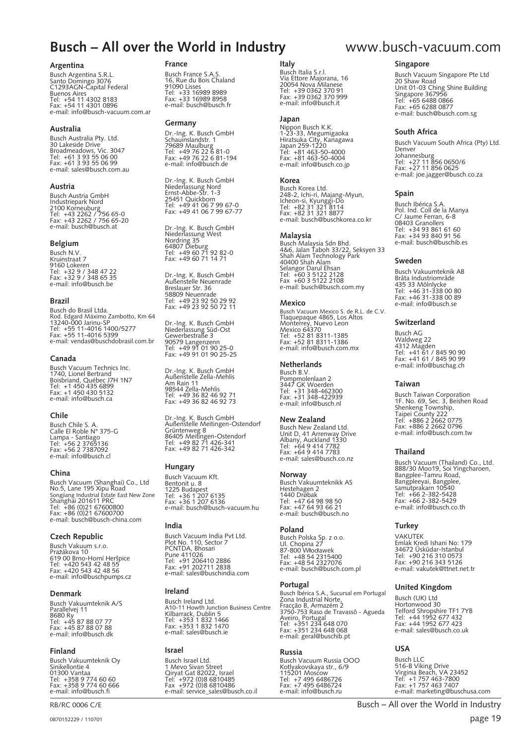# Busch – All over the World in Industry

www.busch-vacuum.com

### Argentina

Busch Argentina S.R.L.
Santo Domingo 3076
C1293AGN-Capital Federal
Buenos Aires
Tel: +54 11 4302 8183
Fax: +54 11 4301 0896
e-mail: info@busch-vacuum.com.ar

### Australia

Busch Australia Pty. Ltd.
30 Lakeside Drive
Broadmeadows, Vic. 3047
Tel: +61 3 93 55 06 00
Fax: +61 3 93 55 06 99
e-mail: sales@busch.com.au

### Austria

Busch Austria GmbH
Industriepark Nord
2100 Korneuburg
Tel: +43 2262 / 756 65-0
Fax: +43 2262 / 756 65-20
e-mail: busch@busch.at

### Belgium

Busch N.V.
Kruinstraat 7
9160 Lokeren
Tel: +32 9 / 348 47 22
Fax: +32 9 / 348 65 35
e-mail: info@busch.be

### Brazil

Busch do Brasil Ltda.
Rod. Edgard Máximo Zambotto, Km 64
13240-000 Jarinu-SP
Tel: +55 11-4016 1400/5277
Fax: +55 11-4016 5399
e-mail: vendas@buschdobrasil.com.br

### Canada

Busch Vacuum Technics Inc.
1740, Lionel Bertrand
Boisbriand, Québec J7H 1N7
Tel: +1 450 435 6899
Fax: +1 450 430 5132
e-mail: info@busch.ca

### Chile

Busch Chile S. A.
Calle El Roble N° 375-G
Lampa - Santiago
Tel: +56 2 3765136
Fax: +56 2 7387092
e-mail: info@busch.cl

### China

Busch Vacuum (Shanghai) Co., Ltd
No.5, Lane 195 Xipu Road
Songjiang Industrial Estate East New Zone
Shanghai 201611 PRC
Tel: +86 (0)21 67600800
Fax: +86 (0)21 67600700
e-mail: busch@busch-china.com

### Czech Republic

Busch Vakuum s.r.o.
Pražákova 10
619 00 Brno-Horní Heršpice
Tel: +420 543 42 48 55
Fax: +420 543 42 48 56
e-mail: info@buschpumps.cz

### Denmark

Busch Vakuumteknik A/S
Parallelvej 11
8680 Ry
Tel: +45 87 88 07 77
Fax: +45 87 88 07 88
e-mail: info@busch.dk

### Finland

Busch Vakuumteknik Oy
Sinikellontie 4
01300 Vantaa
Tel: +358 9 774 60 60
Fax: +358 9 774 60 666
e-mail: info@busch.fi

### France

Busch France S.A.S.
16, Rue du Bois Chaland
91090 Lisses
Tel: +33 16989 8989
Fax: +33 16989 8958
e-mail: busch@busch.fr

### Germany

Dr.-Ing. K. Busch GmbH
Schauinslandstr. 1
79689 Maulburg
Tel: +49 76 22 6 81-0
Fax: +49 76 22 6 81-194
e-mail: info@busch.de

Dr.-Ing. K. Busch GmbH
Niederlassung Nord
Ernst-Abbe-Str. 1-3
25451 Quickborn
Tel: +49 41 06 7 99 67-0
Fax: +49 41 06 7 99 67-77

Dr.-Ing. K. Busch GmbH
Niederlassung West
Nordring 35
64807 Dieburg
Tel: +49 60 71 92 82-0
Fax: +49 60 71 14 71

Dr.-Ing. K. Busch GmbH
Außenstelle Neuenrade
Breslauer Str. 36
58809 Neuenrade
Tel: +49 23 92 50 29 92
Fax: +49 23 92 50 72 11

Dr.-Ing. K. Busch GmbH
Niederlassung Süd-Ost
Gewerbestraße 3
90579 Langenzenn
Tel: +49 91 01 90 25-0
Fax: +49 91 01 90 25-25

Dr.-Ing. K. Busch GmbH
Außenstelle Zella-Mehlis
Am Rain 11
98544 Zella-Mehlis
Tel: +49 36 82 46 92 71
Fax: +49 36 82 46 92 73

Dr.-Ing. K. Busch GmbH
Außenstelle Meitingen-Ostendorf
Grüntenweg 8
86405 Meitingen-Ostendorf
Tel: +49 82 71 426-341
Fax: +49 82 71 426-342

### Hungary

Busch Vacuum Kft.
Bentonit u. 8
1225 Budapest
Tel: +36 1 207 6135
Fax: +36 1 207 6136
e-mail: busch@busch-vacuum.hu

### India

Busch Vacuum India Pvt Ltd.
Plot No. 110, Sector 7
PCNTDA, Bhosari
Pune 411026
Tel: +91 206410 2886
Fax: +91 202711 2838
e-mail: sales@buschindia.com

### Ireland

Busch Ireland Ltd.
A10-11 Howth Junction Business Centre
Kilbarrack, Dublin 5
Tel: +353 1 832 1466
Fax: +353 1 832 1470
e-mail: sales@busch.ie

### Israel

Busch Israel Ltd.
1 Mevo Sivan Street
Qiryat Gat 82022, Israel
Tel: +972 (0)8 6810485
Fax +972 (0)8 6810486
e-mail: service_sales@busch.co.il

### Italy

Busch Italia S.r.l.
Via Ettore Majorana, 16
20054 Nova Milanese
Tel: +39 0362 370 91
Fax: +39 0362 370 999
e-mail: info@busch.it

### Japan

Nippon Busch K.K.
1-23-33, Megumigaoka
Hiratsuka City, Kanagawa
Japan 259-1220
Tel: +81 463-50-4000
Fax: +81 463-50-4004
e-mail: info@busch.co.jp

### Korea

Busch Korea Ltd.
248-2, Ichi-ri, Majang-Myun,
Icheon-si, Kyunggi-Do
Tel: +82 31 321 8114
Fax: +82 31 321 8877
e-mail: busch@buschkorea.co.kr

### Malaysia

Busch Malaysia Sdn Bhd.
4&6, Jalan Taboh 33/22, Seksyen 33
Shah Alam Technology Park
40400 Shah Alam
Selangor Darul Ehsan
Tel: +60 3 5122 2128
Fax +60 3 5122 2108
e-mail: busch@busch.com.my

### Mexico

Busch Vacuum Mexico S. de R.L. de C.V.
Tlaquepaque 4865, Los Altos
Monterrey, Nuevo Leon
Mexico 64370
Tel: +52 81 8311-1385
Fax: +52 81 8311-1386
e-mail: info@busch.com.mx

### Netherlands

Busch B.V.
Pompmolenlaan 2
3447 GK Woerden
Tel: +31 348-462300
Fax: +31 348-422939
e-mail: info@busch.nl

### New Zealand

Busch New Zealand Ltd.
Unit D, 41 Arrenway Drive
Albany, Auckland 1330
Tel: +64 9 414 7782
Fax: +64 9 414 7783
e-mail: sales@busch.co.nz

### Norway

Busch Vakuumteknikk AS
Hestehagen 2
1440 Drøbak
Tel: +47 64 98 98 50
Fax: +47 64 93 66 21
e-mail: busch@busch.no

### Poland

Busch Polska Sp. z o.o.
Ul. Chopina 27
87-800 Włocławek
Tel: +48 54 2315400
Fax: +48 54 2327076
e-mail: busch@busch.com.pl

### Portugal

Busch Ibérica S.A., Sucursal em Portugal
Zona Industrial Norte,
Fracção B, Armazém 2
3750-753 Raso de Travassô - Agueda
Aveiro, Portugal
Tel: +351 234 648 070
Fax: +351 234 648 068
e-mail: geral@buschib.pt

### Russia

Busch Vacuum Russia OOO
Kotlyakovskaya str., 6/9
115201 Moscow
Tel: +7 495 6486726
Fax: +7 495 6486724
e-mail: info@busch.ru

### Singapore

Busch Vacuum Singapore Pte Ltd
20 Shaw Road
Unit 01-03 Ching Shine Building
Singapore 367956
Tel: +65 6488 0866
Fax: +65 6288 0877
e-mail: busch@busch.com.sg

### South Africa

Busch Vacuum South Africa (Pty) Ltd.
Denver
Johannesburg
Tel: +27 11 856 0650/6
Fax: +27 11 856 0625
e-mail: joe.jagger@busch.co.za

### Spain

Busch Ibérica S.A.
Pol. Ind. Coll de la Manya
C/ Jaume Ferran, 6-8
08403 Granollers
Tel: +34 93 861 61 60
Fax: +34 93 840 91 56
e-mail: busch@buschib.es

### Sweden

Busch Vakuumteknik AB
Bråta Industriområde
435 33 Mölnlycke
Tel: +46 31-338 00 80
Fax: +46 31-338 00 89
e-mail: info@busch.se

### Switzerland

Busch AG
Waldweg 22
4312 Magden
Tel: +41 61 / 845 90 90
Fax: +41 61 / 845 90 99
e-mail: info@buschag.ch

### Taiwan

Busch Taiwan Corporation
1F. No. 69, Sec. 3, Beishen Road
Shenkeng Township,
Taipei County 222
Tel: +886 2 2662 0775
Fax: +886 2 2662 0796
e-mail: info@busch.com.tw

### Thailand

Busch Vacuum (Thailand) Co., Ltd.
888/30 Moo19, Soi Yingcharoen,
Bangplee-Tamru Road,
Bangpleeyai, Bangplee,
Samutprakarn 10540
Tel: +66 2-382-5428
Fax: +66 2-382-5429
e-mail: info@busch.co.th

### Turkey

VAKUTEK
Emlak Kredi Ishani No: 179
34672 Üsküdar-Istanbul
Tel: +90 216 310 0573
Fax: +90 216 343 5126
e-mail: vakutek@ttnet.net.tr

### United Kingdom

Busch (UK) Ltd
Hortonwood 30
Telford Shropshire TF1 7YB
Tel: +44 1952 677 432
Fax: +44 1952 677 423
e-mail: sales@busch.co.uk

### USA

Busch LLC
516-B Viking Drive
Virginia Beach, VA 23452
Tel: +1 757 463-7800
Fax: +1 757 463 7407
e-mail: marketing@buschusa.com

RB/RC 0006 C/E

0870152229 / 110701